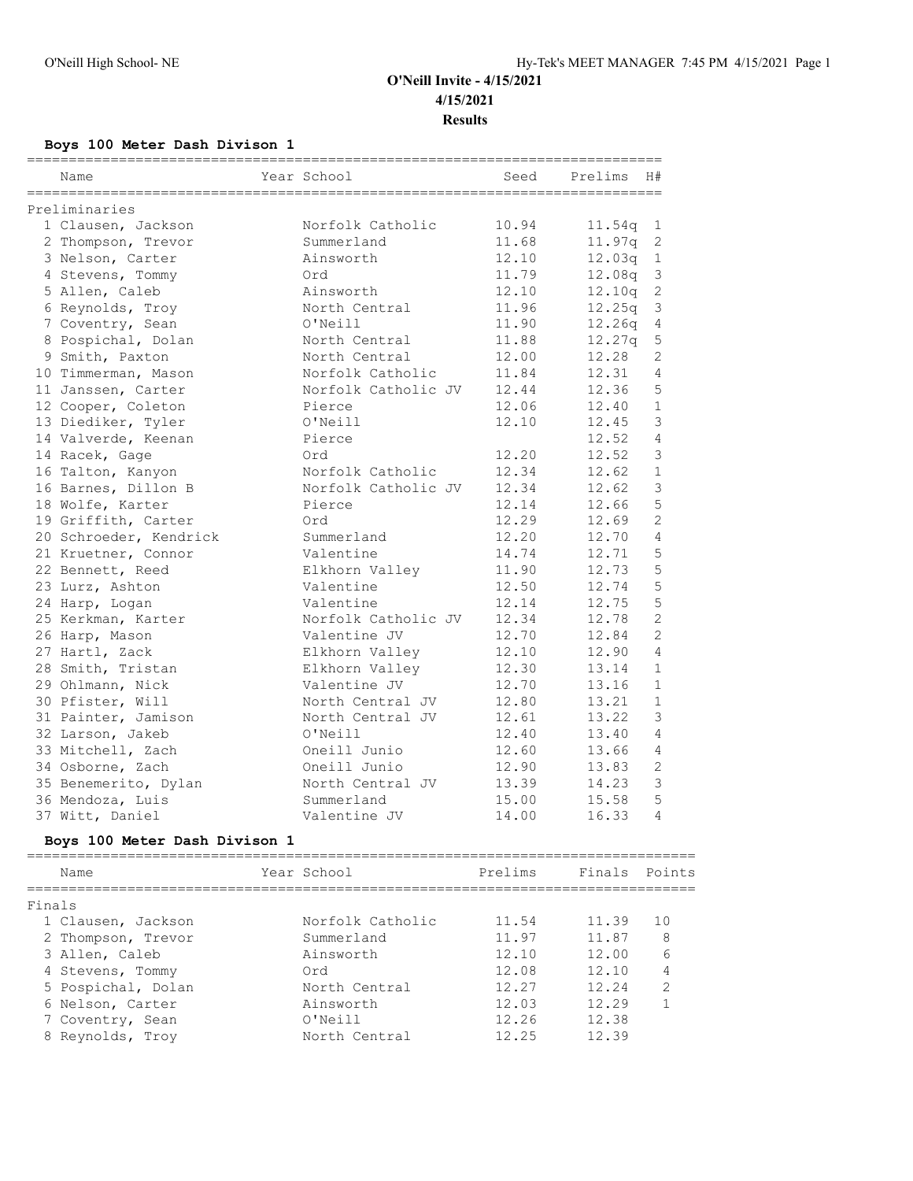O'Neill High School- NE

Hy-Tek's MEET MANAGER 7:45 PM 4/15/2021 Page 1

# O'Neill Invite - 4/15/2021

## 4/15/2021

### Results

**Boys 100 Meter Dash Divison 1**

Preliminaries

| | Name | Year | School | Seed | Prelims | H# |
|---|---|---|---|---|---|---|
| 1 | Clausen, Jackson | | Norfolk Catholic | 10.94 | 11.54q | 1 |
| 2 | Thompson, Trevor | | Summerland | 11.68 | 11.97q | 2 |
| 3 | Nelson, Carter | | Ainsworth | 12.10 | 12.03q | 1 |
| 4 | Stevens, Tommy | | Ord | 11.79 | 12.08q | 3 |
| 5 | Allen, Caleb | | Ainsworth | 12.10 | 12.10q | 2 |
| 6 | Reynolds, Troy | | North Central | 11.96 | 12.25q | 3 |
| 7 | Coventry, Sean | | O'Neill | 11.90 | 12.26q | 4 |
| 8 | Pospichal, Dolan | | North Central | 11.88 | 12.27q | 5 |
| 9 | Smith, Paxton | | North Central | 12.00 | 12.28 | 2 |
| 10 | Timmerman, Mason | | Norfolk Catholic | 11.84 | 12.31 | 4 |
| 11 | Janssen, Carter | | Norfolk Catholic JV | 12.44 | 12.36 | 5 |
| 12 | Cooper, Coleton | | Pierce | 12.06 | 12.40 | 1 |
| 13 | Diediker, Tyler | | O'Neill | 12.10 | 12.45 | 3 |
| 14 | Valverde, Keenan | | Pierce | | 12.52 | 4 |
| 14 | Racek, Gage | | Ord | 12.20 | 12.52 | 3 |
| 16 | Talton, Kanyon | | Norfolk Catholic | 12.34 | 12.62 | 1 |
| 16 | Barnes, Dillon B | | Norfolk Catholic JV | 12.34 | 12.62 | 3 |
| 18 | Wolfe, Karter | | Pierce | 12.14 | 12.66 | 5 |
| 19 | Griffith, Carter | | Ord | 12.29 | 12.69 | 2 |
| 20 | Schroeder, Kendrick | | Summerland | 12.20 | 12.70 | 4 |
| 21 | Kruetner, Connor | | Valentine | 14.74 | 12.71 | 5 |
| 22 | Bennett, Reed | | Elkhorn Valley | 11.90 | 12.73 | 5 |
| 23 | Lurz, Ashton | | Valentine | 12.50 | 12.74 | 5 |
| 24 | Harp, Logan | | Valentine | 12.14 | 12.75 | 5 |
| 25 | Kerkman, Karter | | Norfolk Catholic JV | 12.34 | 12.78 | 2 |
| 26 | Harp, Mason | | Valentine JV | 12.70 | 12.84 | 2 |
| 27 | Hartl, Zack | | Elkhorn Valley | 12.10 | 12.90 | 4 |
| 28 | Smith, Tristan | | Elkhorn Valley | 12.30 | 13.14 | 1 |
| 29 | Ohlmann, Nick | | Valentine JV | 12.70 | 13.16 | 1 |
| 30 | Pfister, Will | | North Central JV | 12.80 | 13.21 | 1 |
| 31 | Painter, Jamison | | North Central JV | 12.61 | 13.22 | 3 |
| 32 | Larson, Jakeb | | O'Neill | 12.40 | 13.40 | 4 |
| 33 | Mitchell, Zach | | Oneill Junio | 12.60 | 13.66 | 4 |
| 34 | Osborne, Zach | | Oneill Junio | 12.90 | 13.83 | 2 |
| 35 | Benemerito, Dylan | | North Central JV | 13.39 | 14.23 | 3 |
| 36 | Mendoza, Luis | | Summerland | 15.00 | 15.58 | 5 |
| 37 | Witt, Daniel | | Valentine JV | 14.00 | 16.33 | 4 |

**Boys 100 Meter Dash Divison 1**

Finals

| | Name | Year | School | Prelims | Finals | Points |
|---|---|---|---|---|---|---|
| 1 | Clausen, Jackson | | Norfolk Catholic | 11.54 | 11.39 | 10 |
| 2 | Thompson, Trevor | | Summerland | 11.97 | 11.87 | 8 |
| 3 | Allen, Caleb | | Ainsworth | 12.10 | 12.00 | 6 |
| 4 | Stevens, Tommy | | Ord | 12.08 | 12.10 | 4 |
| 5 | Pospichal, Dolan | | North Central | 12.27 | 12.24 | 2 |
| 6 | Nelson, Carter | | Ainsworth | 12.03 | 12.29 | 1 |
| 7 | Coventry, Sean | | O'Neill | 12.26 | 12.38 | |
| 8 | Reynolds, Troy | | North Central | 12.25 | 12.39 | |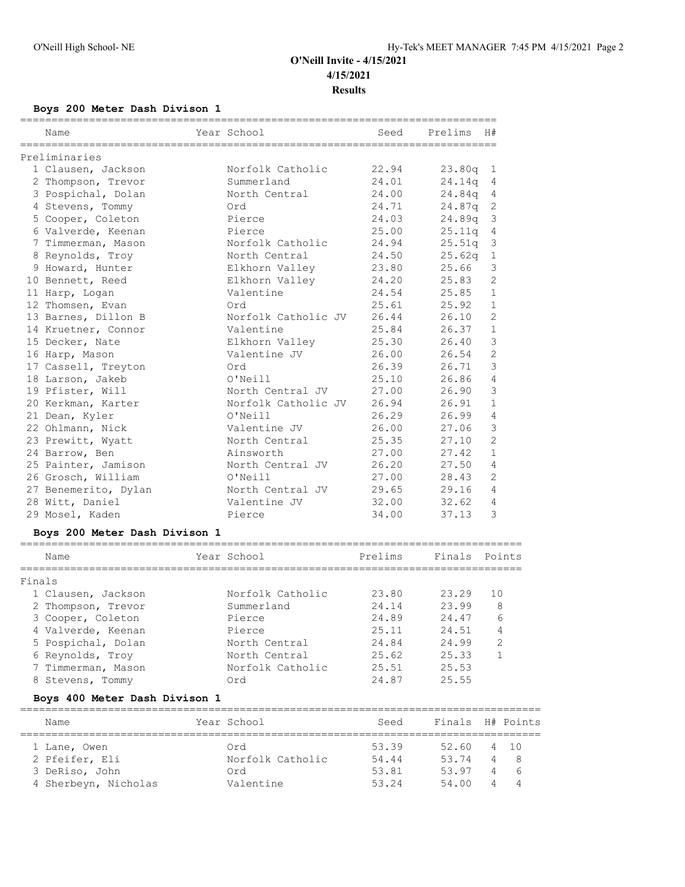# O'Neill Invite - 4/15/2021

**4/15/2021**

**Results**

### Boys 200 Meter Dash Divison 1

**Preliminaries**

| Name | Year | School | Seed | Prelims | H# |
|---|---|---|---|---|---|
| 1 Clausen, Jackson | | Norfolk Catholic | 22.94 | 23.80q | 1 |
| 2 Thompson, Trevor | | Summerland | 24.01 | 24.14q | 4 |
| 3 Pospichal, Dolan | | North Central | 24.00 | 24.84q | 4 |
| 4 Stevens, Tommy | | Ord | 24.71 | 24.87q | 2 |
| 5 Cooper, Coleton | | Pierce | 24.03 | 24.89q | 3 |
| 6 Valverde, Keenan | | Pierce | 25.00 | 25.11q | 4 |
| 7 Timmerman, Mason | | Norfolk Catholic | 24.94 | 25.51q | 3 |
| 8 Reynolds, Troy | | North Central | 24.50 | 25.62q | 1 |
| 9 Howard, Hunter | | Elkhorn Valley | 23.80 | 25.66 | 3 |
| 10 Bennett, Reed | | Elkhorn Valley | 24.20 | 25.83 | 2 |
| 11 Harp, Logan | | Valentine | 24.54 | 25.85 | 1 |
| 12 Thomsen, Evan | | Ord | 25.61 | 25.92 | 1 |
| 13 Barnes, Dillon B | | Norfolk Catholic JV | 26.44 | 26.10 | 2 |
| 14 Kruetner, Connor | | Valentine | 25.84 | 26.37 | 1 |
| 15 Decker, Nate | | Elkhorn Valley | 25.30 | 26.40 | 3 |
| 16 Harp, Mason | | Valentine JV | 26.00 | 26.54 | 2 |
| 17 Cassell, Treyton | | Ord | 26.39 | 26.71 | 3 |
| 18 Larson, Jakeb | | O'Neill | 25.10 | 26.86 | 4 |
| 19 Pfister, Will | | North Central JV | 27.00 | 26.90 | 3 |
| 20 Kerkman, Karter | | Norfolk Catholic JV | 26.94 | 26.91 | 1 |
| 21 Dean, Kyler | | O'Neill | 26.29 | 26.99 | 4 |
| 22 Ohlmann, Nick | | Valentine JV | 26.00 | 27.06 | 3 |
| 23 Prewitt, Wyatt | | North Central | 25.35 | 27.10 | 2 |
| 24 Barrow, Ben | | Ainsworth | 27.00 | 27.42 | 1 |
| 25 Painter, Jamison | | North Central JV | 26.20 | 27.50 | 4 |
| 26 Grosch, William | | O'Neill | 27.00 | 28.43 | 2 |
| 27 Benemerito, Dylan | | North Central JV | 29.65 | 29.16 | 4 |
| 28 Witt, Daniel | | Valentine JV | 32.00 | 32.62 | 4 |
| 29 Mosel, Kaden | | Pierce | 34.00 | 37.13 | 3 |

### Boys 200 Meter Dash Divison 1

**Finals**

| Name | Year | School | Prelims | Finals | Points |
|---|---|---|---|---|---|
| 1 Clausen, Jackson | | Norfolk Catholic | 23.80 | 23.29 | 10 |
| 2 Thompson, Trevor | | Summerland | 24.14 | 23.99 | 8 |
| 3 Cooper, Coleton | | Pierce | 24.89 | 24.47 | 6 |
| 4 Valverde, Keenan | | Pierce | 25.11 | 24.51 | 4 |
| 5 Pospichal, Dolan | | North Central | 24.84 | 24.99 | 2 |
| 6 Reynolds, Troy | | North Central | 25.62 | 25.33 | 1 |
| 7 Timmerman, Mason | | Norfolk Catholic | 25.51 | 25.53 | |
| 8 Stevens, Tommy | | Ord | 24.87 | 25.55 | |

### Boys 400 Meter Dash Divison 1

| Name | Year | School | Seed | Finals | H# | Points |
|---|---|---|---|---|---|---|
| 1 Lane, Owen | | Ord | 53.39 | 52.60 | 4 | 10 |
| 2 Pfeifer, Eli | | Norfolk Catholic | 54.44 | 53.74 | 4 | 8 |
| 3 DeRiso, John | | Ord | 53.81 | 53.97 | 4 | 6 |
| 4 Sherbeyn, Nicholas | | Valentine | 53.24 | 54.00 | 4 | 4 |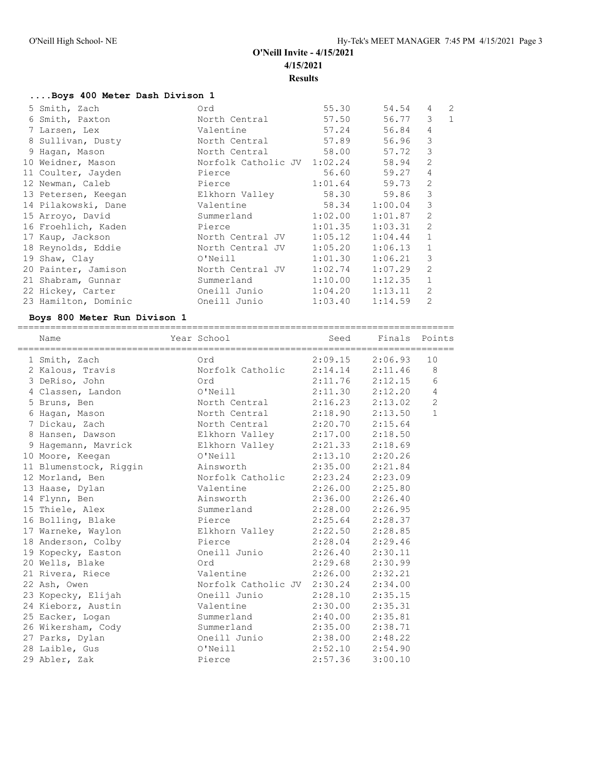## O'Neill Invite - 4/15/2021

**4/15/2021**

**Results**

### ....Boys 400 Meter Dash Divison 1

| Place | Name | School | Seed | Finals | H# | Points |
|---|---|---|---|---|---|---|
| 5 | Smith, Zach | Ord | 55.30 | 54.54 | 4 | 2 |
| 6 | Smith, Paxton | North Central | 57.50 | 56.77 | 3 | 1 |
| 7 | Larsen, Lex | Valentine | 57.24 | 56.84 | 4 | |
| 8 | Sullivan, Dusty | North Central | 57.89 | 56.96 | 3 | |
| 9 | Hagan, Mason | North Central | 58.00 | 57.72 | 3 | |
| 10 | Weidner, Mason | Norfolk Catholic JV | 1:02.24 | 58.94 | 2 | |
| 11 | Coulter, Jayden | Pierce | 56.60 | 59.27 | 4 | |
| 12 | Newman, Caleb | Pierce | 1:01.64 | 59.73 | 2 | |
| 13 | Petersen, Keegan | Elkhorn Valley | 58.30 | 59.86 | 3 | |
| 14 | Pilakowski, Dane | Valentine | 58.34 | 1:00.04 | 3 | |
| 15 | Arroyo, David | Summerland | 1:02.00 | 1:01.87 | 2 | |
| 16 | Froehlich, Kaden | Pierce | 1:01.35 | 1:03.31 | 2 | |
| 17 | Kaup, Jackson | North Central JV | 1:05.12 | 1:04.44 | 1 | |
| 18 | Reynolds, Eddie | North Central JV | 1:05.20 | 1:06.13 | 1 | |
| 19 | Shaw, Clay | O'Neill | 1:01.30 | 1:06.21 | 3 | |
| 20 | Painter, Jamison | North Central JV | 1:02.74 | 1:07.29 | 2 | |
| 21 | Shabram, Gunnar | Summerland | 1:10.00 | 1:12.35 | 1 | |
| 22 | Hickey, Carter | Oneill Junio | 1:04.20 | 1:13.11 | 2 | |
| 23 | Hamilton, Dominic | Oneill Junio | 1:03.40 | 1:14.59 | 2 | |

### Boys 800 Meter Run Divison 1

| Place | Name | Year School | Seed | Finals | Points |
|---|---|---|---|---|---|
| 1 | Smith, Zach | Ord | 2:09.15 | 2:06.93 | 10 |
| 2 | Kalous, Travis | Norfolk Catholic | 2:14.14 | 2:11.46 | 8 |
| 3 | DeRiso, John | Ord | 2:11.76 | 2:12.15 | 6 |
| 4 | Classen, Landon | O'Neill | 2:11.30 | 2:12.20 | 4 |
| 5 | Bruns, Ben | North Central | 2:16.23 | 2:13.02 | 2 |
| 6 | Hagan, Mason | North Central | 2:18.90 | 2:13.50 | 1 |
| 7 | Dickau, Zach | North Central | 2:20.70 | 2:15.64 | |
| 8 | Hansen, Dawson | Elkhorn Valley | 2:17.00 | 2:18.50 | |
| 9 | Hagemann, Mavrick | Elkhorn Valley | 2:21.33 | 2:18.69 | |
| 10 | Moore, Keegan | O'Neill | 2:13.10 | 2:20.26 | |
| 11 | Blumenstock, Riggin | Ainsworth | 2:35.00 | 2:21.84 | |
| 12 | Morland, Ben | Norfolk Catholic | 2:23.24 | 2:23.09 | |
| 13 | Haase, Dylan | Valentine | 2:26.00 | 2:25.80 | |
| 14 | Flynn, Ben | Ainsworth | 2:36.00 | 2:26.40 | |
| 15 | Thiele, Alex | Summerland | 2:28.00 | 2:26.95 | |
| 16 | Bolling, Blake | Pierce | 2:25.64 | 2:28.37 | |
| 17 | Warneke, Waylon | Elkhorn Valley | 2:22.50 | 2:28.85 | |
| 18 | Anderson, Colby | Pierce | 2:28.04 | 2:29.46 | |
| 19 | Kopecky, Easton | Oneill Junio | 2:26.40 | 2:30.11 | |
| 20 | Wells, Blake | Ord | 2:29.68 | 2:30.99 | |
| 21 | Rivera, Riece | Valentine | 2:26.00 | 2:32.21 | |
| 22 | Ash, Owen | Norfolk Catholic JV | 2:30.24 | 2:34.00 | |
| 23 | Kopecky, Elijah | Oneill Junio | 2:28.10 | 2:35.15 | |
| 24 | Kieborz, Austin | Valentine | 2:30.00 | 2:35.31 | |
| 25 | Eacker, Logan | Summerland | 2:40.00 | 2:35.81 | |
| 26 | Wikersham, Cody | Summerland | 2:35.00 | 2:38.71 | |
| 27 | Parks, Dylan | Oneill Junio | 2:38.00 | 2:48.22 | |
| 28 | Laible, Gus | O'Neill | 2:52.10 | 2:54.90 | |
| 29 | Abler, Zak | Pierce | 2:57.36 | 3:00.10 | |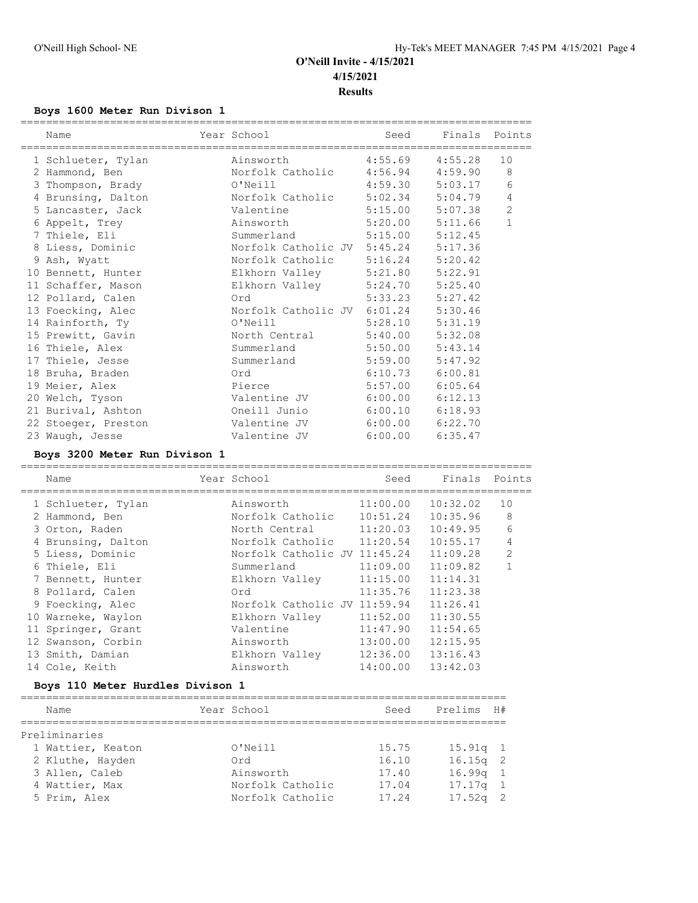# O'Neill Invite - 4/15/2021

**4/15/2021**

**Results**

### Boys 1600 Meter Run Divison 1

| Name | Year School | Seed | Finals | Points |
|---|---|---|---|---|
| 1 Schlueter, Tylan | Ainsworth | 4:55.69 | 4:55.28 | 10 |
| 2 Hammond, Ben | Norfolk Catholic | 4:56.94 | 4:59.90 | 8 |
| 3 Thompson, Brady | O'Neill | 4:59.30 | 5:03.17 | 6 |
| 4 Brunsing, Dalton | Norfolk Catholic | 5:02.34 | 5:04.79 | 4 |
| 5 Lancaster, Jack | Valentine | 5:15.00 | 5:07.38 | 2 |
| 6 Appelt, Trey | Ainsworth | 5:20.00 | 5:11.66 | 1 |
| 7 Thiele, Eli | Summerland | 5:15.00 | 5:12.45 | |
| 8 Liess, Dominic | Norfolk Catholic JV | 5:45.24 | 5:17.36 | |
| 9 Ash, Wyatt | Norfolk Catholic | 5:16.24 | 5:20.42 | |
| 10 Bennett, Hunter | Elkhorn Valley | 5:21.80 | 5:22.91 | |
| 11 Schaffer, Mason | Elkhorn Valley | 5:24.70 | 5:25.40 | |
| 12 Pollard, Calen | Ord | 5:33.23 | 5:27.42 | |
| 13 Foecking, Alec | Norfolk Catholic JV | 6:01.24 | 5:30.46 | |
| 14 Rainforth, Ty | O'Neill | 5:28.10 | 5:31.19 | |
| 15 Prewitt, Gavin | North Central | 5:40.00 | 5:32.08 | |
| 16 Thiele, Alex | Summerland | 5:50.00 | 5:43.14 | |
| 17 Thiele, Jesse | Summerland | 5:59.00 | 5:47.92 | |
| 18 Bruha, Braden | Ord | 6:10.73 | 6:00.81 | |
| 19 Meier, Alex | Pierce | 5:57.00 | 6:05.64 | |
| 20 Welch, Tyson | Valentine JV | 6:00.00 | 6:12.13 | |
| 21 Burival, Ashton | Oneill Junio | 6:00.10 | 6:18.93 | |
| 22 Stoeger, Preston | Valentine JV | 6:00.00 | 6:22.70 | |
| 23 Waugh, Jesse | Valentine JV | 6:00.00 | 6:35.47 | |

### Boys 3200 Meter Run Divison 1

| Name | Year School | Seed | Finals | Points |
|---|---|---|---|---|
| 1 Schlueter, Tylan | Ainsworth | 11:00.00 | 10:32.02 | 10 |
| 2 Hammond, Ben | Norfolk Catholic | 10:51.24 | 10:35.96 | 8 |
| 3 Orton, Raden | North Central | 11:20.03 | 10:49.95 | 6 |
| 4 Brunsing, Dalton | Norfolk Catholic | 11:20.54 | 10:55.17 | 4 |
| 5 Liess, Dominic | Norfolk Catholic JV | 11:45.24 | 11:09.28 | 2 |
| 6 Thiele, Eli | Summerland | 11:09.00 | 11:09.82 | 1 |
| 7 Bennett, Hunter | Elkhorn Valley | 11:15.00 | 11:14.31 | |
| 8 Pollard, Calen | Ord | 11:35.76 | 11:23.38 | |
| 9 Foecking, Alec | Norfolk Catholic JV | 11:59.94 | 11:26.41 | |
| 10 Warneke, Waylon | Elkhorn Valley | 11:52.00 | 11:30.55 | |
| 11 Springer, Grant | Valentine | 11:47.90 | 11:54.65 | |
| 12 Swanson, Corbin | Ainsworth | 13:00.00 | 12:15.95 | |
| 13 Smith, Damian | Elkhorn Valley | 12:36.00 | 13:16.43 | |
| 14 Cole, Keith | Ainsworth | 14:00.00 | 13:42.03 | |

### Boys 110 Meter Hurdles Divison 1

| Name | Year School | Seed | Prelims | H# |
|---|---|---|---|---|
| Preliminaries | | | | |
| 1 Wattier, Keaton | O'Neill | 15.75 | 15.91q | 1 |
| 2 Kluthe, Hayden | Ord | 16.10 | 16.15q | 2 |
| 3 Allen, Caleb | Ainsworth | 17.40 | 16.99q | 1 |
| 4 Wattier, Max | Norfolk Catholic | 17.04 | 17.17q | 1 |
| 5 Prim, Alex | Norfolk Catholic | 17.24 | 17.52q | 2 |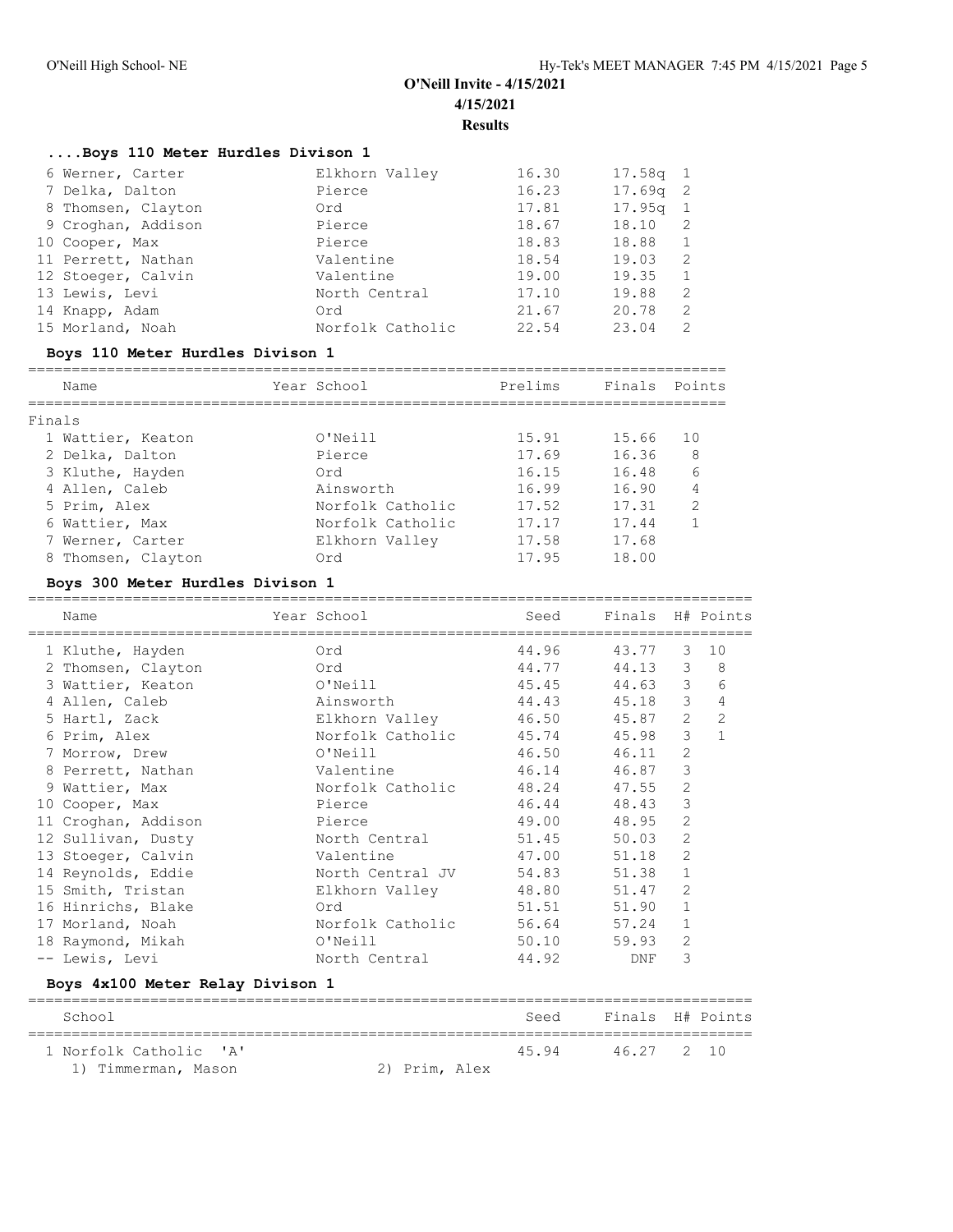O'Neill Invite - 4/15/2021

4/15/2021

**Results**

### ....Boys 110 Meter Hurdles Divison 1

| Place | Name | School | Prelims | Finals | H# |
|---|---|---|---|---|---|
| 6 | Werner, Carter | Elkhorn Valley | 16.30 | 17.58q | 1 |
| 7 | Delka, Dalton | Pierce | 16.23 | 17.69q | 2 |
| 8 | Thomsen, Clayton | Ord | 17.81 | 17.95q | 1 |
| 9 | Croghan, Addison | Pierce | 18.67 | 18.10 | 2 |
| 10 | Cooper, Max | Pierce | 18.83 | 18.88 | 1 |
| 11 | Perrett, Nathan | Valentine | 18.54 | 19.03 | 2 |
| 12 | Stoeger, Calvin | Valentine | 19.00 | 19.35 | 1 |
| 13 | Lewis, Levi | North Central | 17.10 | 19.88 | 2 |
| 14 | Knapp, Adam | Ord | 21.67 | 20.78 | 2 |
| 15 | Morland, Noah | Norfolk Catholic | 22.54 | 23.04 | 2 |

### Boys 110 Meter Hurdles Divison 1

Finals

| Place | Name | Year | School | Prelims | Finals | Points |
|---|---|---|---|---|---|---|
| 1 | Wattier, Keaton | | O'Neill | 15.91 | 15.66 | 10 |
| 2 | Delka, Dalton | | Pierce | 17.69 | 16.36 | 8 |
| 3 | Kluthe, Hayden | | Ord | 16.15 | 16.48 | 6 |
| 4 | Allen, Caleb | | Ainsworth | 16.99 | 16.90 | 4 |
| 5 | Prim, Alex | | Norfolk Catholic | 17.52 | 17.31 | 2 |
| 6 | Wattier, Max | | Norfolk Catholic | 17.17 | 17.44 | 1 |
| 7 | Werner, Carter | | Elkhorn Valley | 17.58 | 17.68 | |
| 8 | Thomsen, Clayton | | Ord | 17.95 | 18.00 | |

### Boys 300 Meter Hurdles Divison 1

| Place | Name | Year | School | Seed | Finals | H# | Points |
|---|---|---|---|---|---|---|---|
| 1 | Kluthe, Hayden | | Ord | 44.96 | 43.77 | 3 | 10 |
| 2 | Thomsen, Clayton | | Ord | 44.77 | 44.13 | 3 | 8 |
| 3 | Wattier, Keaton | | O'Neill | 45.45 | 44.63 | 3 | 6 |
| 4 | Allen, Caleb | | Ainsworth | 44.43 | 45.18 | 3 | 4 |
| 5 | Hartl, Zack | | Elkhorn Valley | 46.50 | 45.87 | 2 | 2 |
| 6 | Prim, Alex | | Norfolk Catholic | 45.74 | 45.98 | 3 | 1 |
| 7 | Morrow, Drew | | O'Neill | 46.50 | 46.11 | 2 | |
| 8 | Perrett, Nathan | | Valentine | 46.14 | 46.87 | 3 | |
| 9 | Wattier, Max | | Norfolk Catholic | 48.24 | 47.55 | 2 | |
| 10 | Cooper, Max | | Pierce | 46.44 | 48.43 | 3 | |
| 11 | Croghan, Addison | | Pierce | 49.00 | 48.95 | 2 | |
| 12 | Sullivan, Dusty | | North Central | 51.45 | 50.03 | 2 | |
| 13 | Stoeger, Calvin | | Valentine | 47.00 | 51.18 | 2 | |
| 14 | Reynolds, Eddie | | North Central JV | 54.83 | 51.38 | 1 | |
| 15 | Smith, Tristan | | Elkhorn Valley | 48.80 | 51.47 | 2 | |
| 16 | Hinrichs, Blake | | Ord | 51.51 | 51.90 | 1 | |
| 17 | Morland, Noah | | Norfolk Catholic | 56.64 | 57.24 | 1 | |
| 18 | Raymond, Mikah | | O'Neill | 50.10 | 59.93 | 2 | |
| -- | Lewis, Levi | | North Central | 44.92 | DNF | 3 | |

### Boys 4x100 Meter Relay Divison 1

| Place | School | Seed | Finals | H# | Points |
|---|---|---|---|---|---|
| 1 | Norfolk Catholic 'A' | 45.94 | 46.27 | 2 | 10 |

1) Timmerman, Mason 2) Prim, Alex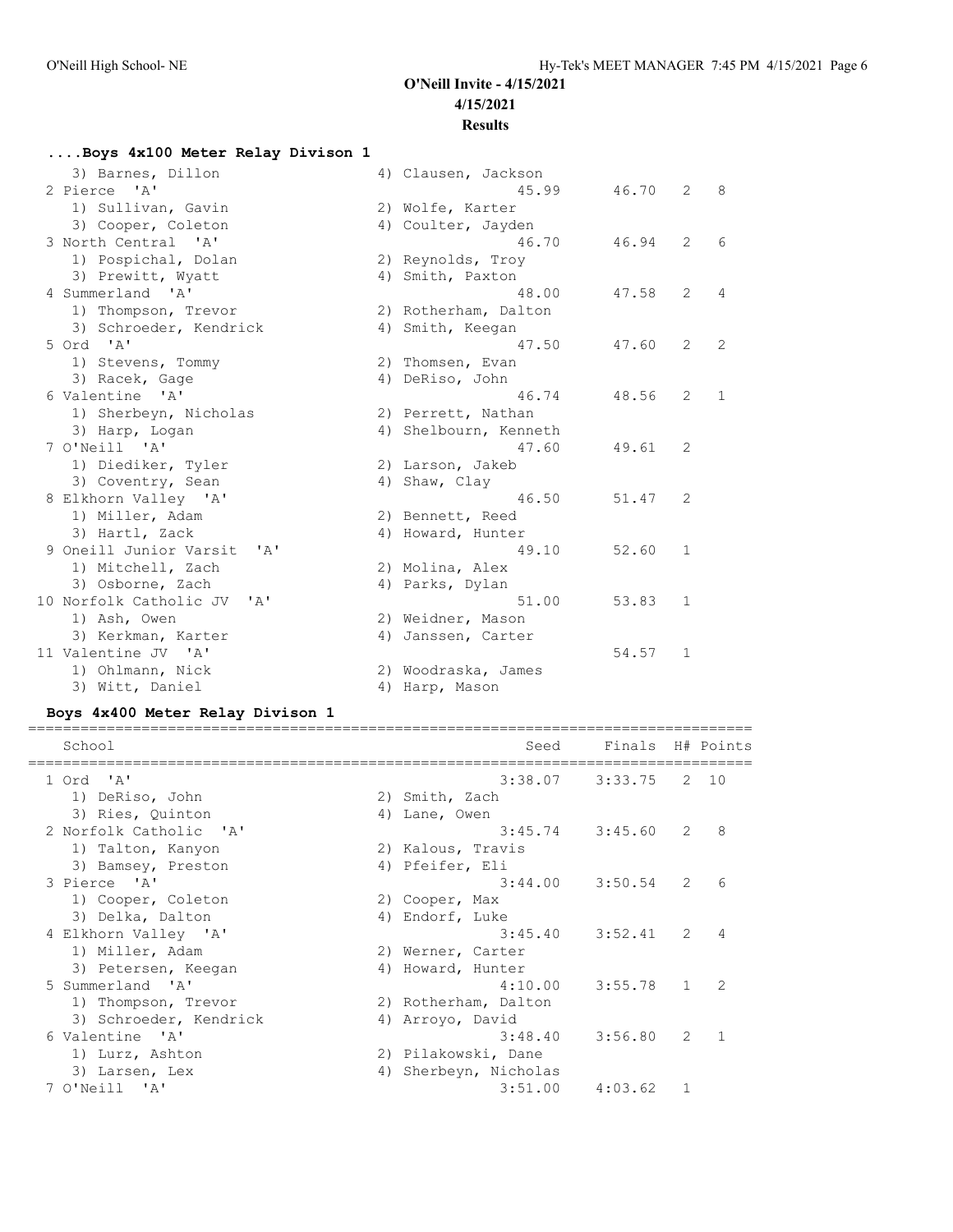# O'Neill Invite - 4/15/2021

4/15/2021

**Results**

### ....Boys 4x100 Meter Relay Divison 1

| School | Seed | Finals | H# | Points |
|---|---|---|---|---|
| 3) Barnes, Dillon / 4) Clausen, Jackson | | | | |
| 2 Pierce 'A' | 45.99 | 46.70 | 2 | 8 |
| 1) Sullivan, Gavin / 2) Wolfe, Karter / 3) Cooper, Coleton / 4) Coulter, Jayden | | | | |
| 3 North Central 'A' | 46.70 | 46.94 | 2 | 6 |
| 1) Pospichal, Dolan / 2) Reynolds, Troy / 3) Prewitt, Wyatt / 4) Smith, Paxton | | | | |
| 4 Summerland 'A' | 48.00 | 47.58 | 2 | 4 |
| 1) Thompson, Trevor / 2) Rotherham, Dalton / 3) Schroeder, Kendrick / 4) Smith, Keegan | | | | |
| 5 Ord 'A' | 47.50 | 47.60 | 2 | 2 |
| 1) Stevens, Tommy / 2) Thomsen, Evan / 3) Racek, Gage / 4) DeRiso, John | | | | |
| 6 Valentine 'A' | 46.74 | 48.56 | 2 | 1 |
| 1) Sherbeyn, Nicholas / 2) Perrett, Nathan / 3) Harp, Logan / 4) Shelbourn, Kenneth | | | | |
| 7 O'Neill 'A' | 47.60 | 49.61 | 2 | |
| 1) Diediker, Tyler / 2) Larson, Jakeb / 3) Coventry, Sean / 4) Shaw, Clay | | | | |
| 8 Elkhorn Valley 'A' | 46.50 | 51.47 | 2 | |
| 1) Miller, Adam / 2) Bennett, Reed / 3) Hartl, Zack / 4) Howard, Hunter | | | | |
| 9 Oneill Junior Varsit 'A' | 49.10 | 52.60 | 1 | |
| 1) Mitchell, Zach / 2) Molina, Alex / 3) Osborne, Zach / 4) Parks, Dylan | | | | |
| 10 Norfolk Catholic JV 'A' | 51.00 | 53.83 | 1 | |
| 1) Ash, Owen / 2) Weidner, Mason / 3) Kerkman, Karter / 4) Janssen, Carter | | | | |
| 11 Valentine JV 'A' | | 54.57 | 1 | |
| 1) Ohlmann, Nick / 2) Woodraska, James / 3) Witt, Daniel / 4) Harp, Mason | | | | |

### Boys 4x400 Meter Relay Divison 1

| School | Seed | Finals | H# | Points |
|---|---|---|---|---|
| 1 Ord 'A' | 3:38.07 | 3:33.75 | 2 | 10 |
| 1) DeRiso, John / 2) Smith, Zach / 3) Ries, Quinton / 4) Lane, Owen | | | | |
| 2 Norfolk Catholic 'A' | 3:45.74 | 3:45.60 | 2 | 8 |
| 1) Talton, Kanyon / 2) Kalous, Travis / 3) Bamsey, Preston / 4) Pfeifer, Eli | | | | |
| 3 Pierce 'A' | 3:44.00 | 3:50.54 | 2 | 6 |
| 1) Cooper, Coleton / 2) Cooper, Max / 3) Delka, Dalton / 4) Endorf, Luke | | | | |
| 4 Elkhorn Valley 'A' | 3:45.40 | 3:52.41 | 2 | 4 |
| 1) Miller, Adam / 2) Werner, Carter / 3) Petersen, Keegan / 4) Howard, Hunter | | | | |
| 5 Summerland 'A' | 4:10.00 | 3:55.78 | 1 | 2 |
| 1) Thompson, Trevor / 2) Rotherham, Dalton / 3) Schroeder, Kendrick / 4) Arroyo, David | | | | |
| 6 Valentine 'A' | 3:48.40 | 3:56.80 | 2 | 1 |
| 1) Lurz, Ashton / 2) Pilakowski, Dane / 3) Larsen, Lex / 4) Sherbeyn, Nicholas | | | | |
| 7 O'Neill 'A' | 3:51.00 | 4:03.62 | 1 | |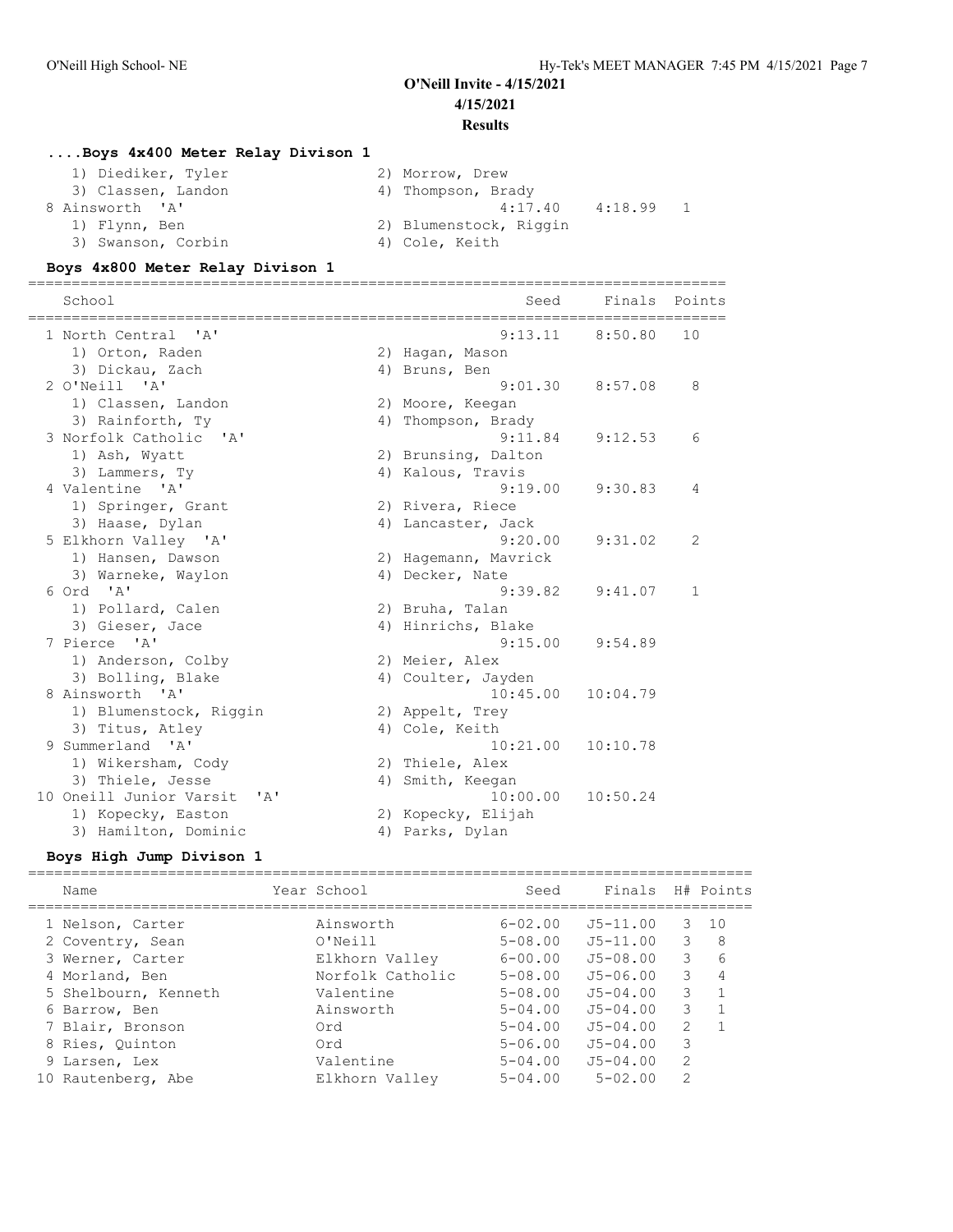# O'Neill Invite - 4/15/2021

4/15/2021

**Results**

### ....Boys 4x400 Meter Relay Divison 1

| School | Seed | Finals | Points |
|---|---|---|---|
| 1) Diediker, Tyler | 2) Morrow, Drew | | |
| 3) Classen, Landon | 4) Thompson, Brady | | |
| 8 Ainsworth 'A' | 4:17.40 | 4:18.99 | 1 |
| 1) Flynn, Ben | 2) Blumenstock, Riggin | | |
| 3) Swanson, Corbin | 4) Cole, Keith | | |

### Boys 4x800 Meter Relay Divison 1

| School | Seed | Finals | Points |
|---|---|---|---|
| 1 North Central 'A' | 9:13.11 | 8:50.80 | 10 |
| 1) Orton, Raden | 2) Hagan, Mason | | |
| 3) Dickau, Zach | 4) Bruns, Ben | | |
| 2 O'Neill 'A' | 9:01.30 | 8:57.08 | 8 |
| 1) Classen, Landon | 2) Moore, Keegan | | |
| 3) Rainforth, Ty | 4) Thompson, Brady | | |
| 3 Norfolk Catholic 'A' | 9:11.84 | 9:12.53 | 6 |
| 1) Ash, Wyatt | 2) Brunsing, Dalton | | |
| 3) Lammers, Ty | 4) Kalous, Travis | | |
| 4 Valentine 'A' | 9:19.00 | 9:30.83 | 4 |
| 1) Springer, Grant | 2) Rivera, Riece | | |
| 3) Haase, Dylan | 4) Lancaster, Jack | | |
| 5 Elkhorn Valley 'A' | 9:20.00 | 9:31.02 | 2 |
| 1) Hansen, Dawson | 2) Hagemann, Mavrick | | |
| 3) Warneke, Waylon | 4) Decker, Nate | | |
| 6 Ord 'A' | 9:39.82 | 9:41.07 | 1 |
| 1) Pollard, Calen | 2) Bruha, Talan | | |
| 3) Gieser, Jace | 4) Hinrichs, Blake | | |
| 7 Pierce 'A' | 9:15.00 | 9:54.89 | |
| 1) Anderson, Colby | 2) Meier, Alex | | |
| 3) Bolling, Blake | 4) Coulter, Jayden | | |
| 8 Ainsworth 'A' | 10:45.00 | 10:04.79 | |
| 1) Blumenstock, Riggin | 2) Appelt, Trey | | |
| 3) Titus, Atley | 4) Cole, Keith | | |
| 9 Summerland 'A' | 10:21.00 | 10:10.78 | |
| 1) Wikersham, Cody | 2) Thiele, Alex | | |
| 3) Thiele, Jesse | 4) Smith, Keegan | | |
| 10 Oneill Junior Varsit 'A' | 10:00.00 | 10:50.24 | |
| 1) Kopecky, Easton | 2) Kopecky, Elijah | | |
| 3) Hamilton, Dominic | 4) Parks, Dylan | | |

### Boys High Jump Divison 1

| Name | Year School | Seed | Finals | H# | Points |
|---|---|---|---|---|---|
| 1 Nelson, Carter | Ainsworth | 6-02.00 | J5-11.00 | 3 | 10 |
| 2 Coventry, Sean | O'Neill | 5-08.00 | J5-11.00 | 3 | 8 |
| 3 Werner, Carter | Elkhorn Valley | 6-00.00 | J5-08.00 | 3 | 6 |
| 4 Morland, Ben | Norfolk Catholic | 5-08.00 | J5-06.00 | 3 | 4 |
| 5 Shelbourn, Kenneth | Valentine | 5-08.00 | J5-04.00 | 3 | 1 |
| 6 Barrow, Ben | Ainsworth | 5-04.00 | J5-04.00 | 3 | 1 |
| 7 Blair, Bronson | Ord | 5-04.00 | J5-04.00 | 2 | 1 |
| 8 Ries, Quinton | Ord | 5-06.00 | J5-04.00 | 3 | |
| 9 Larsen, Lex | Valentine | 5-04.00 | J5-04.00 | 2 | |
| 10 Rautenberg, Abe | Elkhorn Valley | 5-04.00 | 5-02.00 | 2 | |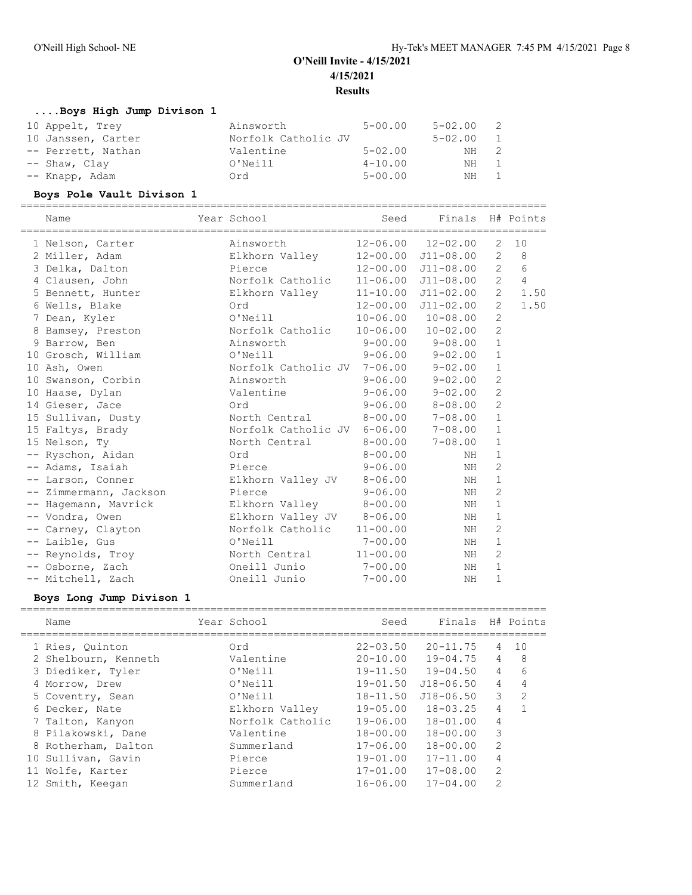# O'Neill Invite - 4/15/2021

**4/15/2021**

**Results**

### ....Boys High Jump Divison 1

| Name | Year School | Seed | Finals | H# | Points |
|---|---|---|---|---|---|
| 10 Appelt, Trey | Ainsworth | 5-00.00 | 5-02.00 | 2 | |
| 10 Janssen, Carter | Norfolk Catholic JV | | 5-02.00 | 1 | |
| -- Perrett, Nathan | Valentine | 5-02.00 | NH | 2 | |
| -- Shaw, Clay | O'Neill | 4-10.00 | NH | 1 | |
| -- Knapp, Adam | Ord | 5-00.00 | NH | 1 | |

### Boys Pole Vault Divison 1

| Name | Year School | Seed | Finals | H# | Points |
|---|---|---|---|---|---|
| 1 Nelson, Carter | Ainsworth | 12-06.00 | 12-02.00 | 2 | 10 |
| 2 Miller, Adam | Elkhorn Valley | 12-00.00 | J11-08.00 | 2 | 8 |
| 3 Delka, Dalton | Pierce | 12-00.00 | J11-08.00 | 2 | 6 |
| 4 Clausen, John | Norfolk Catholic | 11-06.00 | J11-08.00 | 2 | 4 |
| 5 Bennett, Hunter | Elkhorn Valley | 11-10.00 | J11-02.00 | 2 | 1.50 |
| 6 Wells, Blake | Ord | 12-00.00 | J11-02.00 | 2 | 1.50 |
| 7 Dean, Kyler | O'Neill | 10-06.00 | 10-08.00 | 2 | |
| 8 Bamsey, Preston | Norfolk Catholic | 10-06.00 | 10-02.00 | 2 | |
| 9 Barrow, Ben | Ainsworth | 9-00.00 | 9-08.00 | 1 | |
| 10 Grosch, William | O'Neill | 9-06.00 | 9-02.00 | 1 | |
| 10 Ash, Owen | Norfolk Catholic JV | 7-06.00 | 9-02.00 | 1 | |
| 10 Swanson, Corbin | Ainsworth | 9-06.00 | 9-02.00 | 2 | |
| 10 Haase, Dylan | Valentine | 9-06.00 | 9-02.00 | 2 | |
| 14 Gieser, Jace | Ord | 9-06.00 | 8-08.00 | 2 | |
| 15 Sullivan, Dusty | North Central | 8-00.00 | 7-08.00 | 1 | |
| 15 Faltys, Brady | Norfolk Catholic JV | 6-06.00 | 7-08.00 | 1 | |
| 15 Nelson, Ty | North Central | 8-00.00 | 7-08.00 | 1 | |
| -- Ryschon, Aidan | Ord | 8-00.00 | NH | 1 | |
| -- Adams, Isaiah | Pierce | 9-06.00 | NH | 2 | |
| -- Larson, Conner | Elkhorn Valley JV | 8-06.00 | NH | 1 | |
| -- Zimmermann, Jackson | Pierce | 9-06.00 | NH | 2 | |
| -- Hagemann, Mavrick | Elkhorn Valley | 8-00.00 | NH | 1 | |
| -- Vondra, Owen | Elkhorn Valley JV | 8-06.00 | NH | 1 | |
| -- Carney, Clayton | Norfolk Catholic | 11-00.00 | NH | 2 | |
| -- Laible, Gus | O'Neill | 7-00.00 | NH | 1 | |
| -- Reynolds, Troy | North Central | 11-00.00 | NH | 2 | |
| -- Osborne, Zach | Oneill Junio | 7-00.00 | NH | 1 | |
| -- Mitchell, Zach | Oneill Junio | 7-00.00 | NH | 1 | |

### Boys Long Jump Divison 1

| Name | Year School | Seed | Finals | H# | Points |
|---|---|---|---|---|---|
| 1 Ries, Quinton | Ord | 22-03.50 | 20-11.75 | 4 | 10 |
| 2 Shelbourn, Kenneth | Valentine | 20-10.00 | 19-04.75 | 4 | 8 |
| 3 Diediker, Tyler | O'Neill | 19-11.50 | 19-04.50 | 4 | 6 |
| 4 Morrow, Drew | O'Neill | 19-01.50 | J18-06.50 | 4 | 4 |
| 5 Coventry, Sean | O'Neill | 18-11.50 | J18-06.50 | 3 | 2 |
| 6 Decker, Nate | Elkhorn Valley | 19-05.00 | 18-03.25 | 4 | 1 |
| 7 Talton, Kanyon | Norfolk Catholic | 19-06.00 | 18-01.00 | 4 | |
| 8 Pilakowski, Dane | Valentine | 18-00.00 | 18-00.00 | 3 | |
| 8 Rotherham, Dalton | Summerland | 17-06.00 | 18-00.00 | 2 | |
| 10 Sullivan, Gavin | Pierce | 19-01.00 | 17-11.00 | 4 | |
| 11 Wolfe, Karter | Pierce | 17-01.00 | 17-08.00 | 2 | |
| 12 Smith, Keegan | Summerland | 16-06.00 | 17-04.00 | 2 | |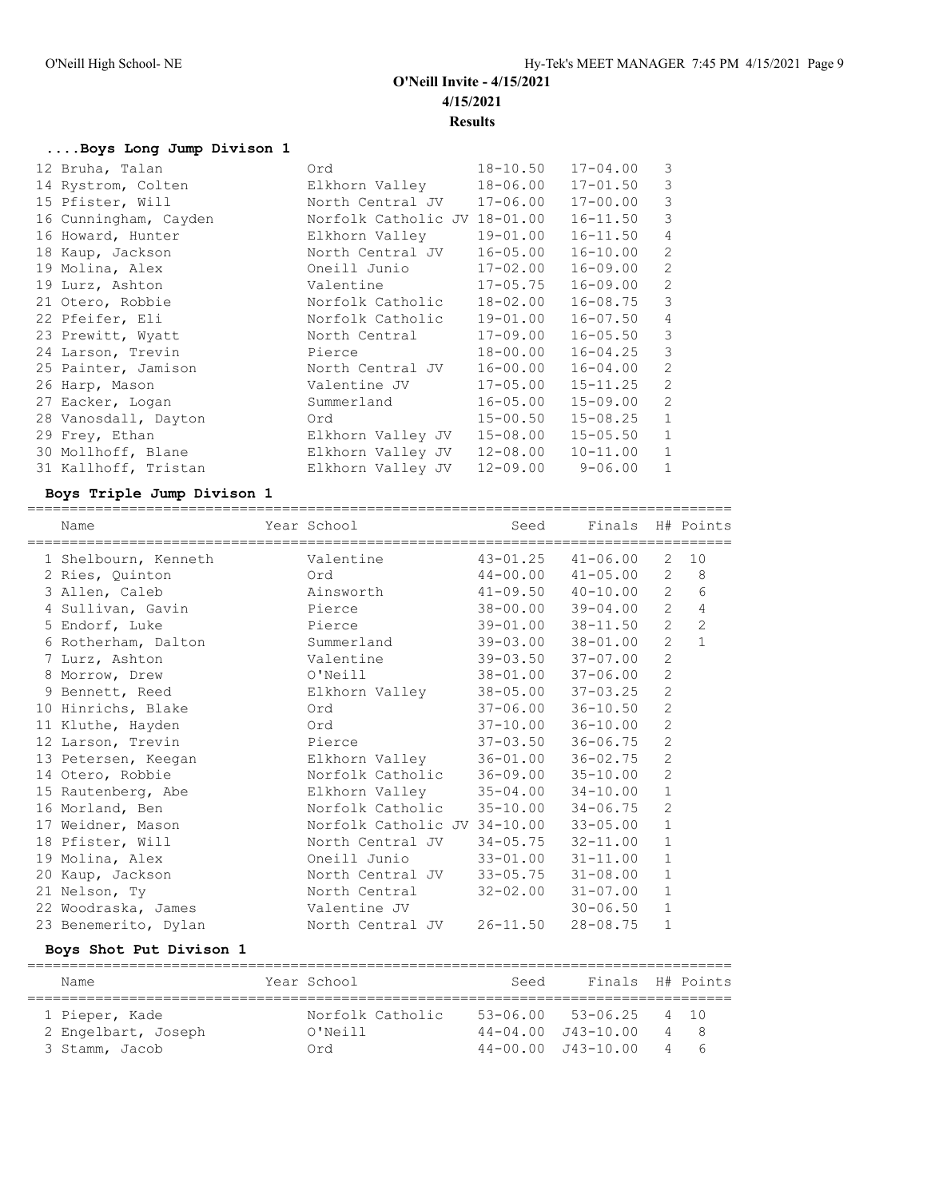## O'Neill Invite - 4/15/2021

4/15/2021

**Results**

### ....Boys Long Jump Divison 1

| Name | Year School | Seed | Finals | H# | Points |
|---|---|---|---|---|---|
| 12 Bruha, Talan | Ord | 18-10.50 | 17-04.00 | 3 | |
| 14 Rystrom, Colten | Elkhorn Valley | 18-06.00 | 17-01.50 | 3 | |
| 15 Pfister, Will | North Central JV | 17-06.00 | 17-00.00 | 3 | |
| 16 Cunningham, Cayden | Norfolk Catholic JV | 18-01.00 | 16-11.50 | 3 | |
| 16 Howard, Hunter | Elkhorn Valley | 19-01.00 | 16-11.50 | 4 | |
| 18 Kaup, Jackson | North Central JV | 16-05.00 | 16-10.00 | 2 | |
| 19 Molina, Alex | Oneill Junio | 17-02.00 | 16-09.00 | 2 | |
| 19 Lurz, Ashton | Valentine | 17-05.75 | 16-09.00 | 2 | |
| 21 Otero, Robbie | Norfolk Catholic | 18-02.00 | 16-08.75 | 3 | |
| 22 Pfeifer, Eli | Norfolk Catholic | 19-01.00 | 16-07.50 | 4 | |
| 23 Prewitt, Wyatt | North Central | 17-09.00 | 16-05.50 | 3 | |
| 24 Larson, Trevin | Pierce | 18-00.00 | 16-04.25 | 3 | |
| 25 Painter, Jamison | North Central JV | 16-00.00 | 16-04.00 | 2 | |
| 26 Harp, Mason | Valentine JV | 17-05.00 | 15-11.25 | 2 | |
| 27 Eacker, Logan | Summerland | 16-05.00 | 15-09.00 | 2 | |
| 28 Vanosdall, Dayton | Ord | 15-00.50 | 15-08.25 | 1 | |
| 29 Frey, Ethan | Elkhorn Valley JV | 15-08.00 | 15-05.50 | 1 | |
| 30 Mollhoff, Blane | Elkhorn Valley JV | 12-08.00 | 10-11.00 | 1 | |
| 31 Kallhoff, Tristan | Elkhorn Valley JV | 12-09.00 | 9-06.00 | 1 | |

### Boys Triple Jump Divison 1

| Name | Year School | Seed | Finals | H# | Points |
|---|---|---|---|---|---|
| 1 Shelbourn, Kenneth | Valentine | 43-01.25 | 41-06.00 | 2 | 10 |
| 2 Ries, Quinton | Ord | 44-00.00 | 41-05.00 | 2 | 8 |
| 3 Allen, Caleb | Ainsworth | 41-09.50 | 40-10.00 | 2 | 6 |
| 4 Sullivan, Gavin | Pierce | 38-00.00 | 39-04.00 | 2 | 4 |
| 5 Endorf, Luke | Pierce | 39-01.00 | 38-11.50 | 2 | 2 |
| 6 Rotherham, Dalton | Summerland | 39-03.00 | 38-01.00 | 2 | 1 |
| 7 Lurz, Ashton | Valentine | 39-03.50 | 37-07.00 | 2 | |
| 8 Morrow, Drew | O'Neill | 38-01.00 | 37-06.00 | 2 | |
| 9 Bennett, Reed | Elkhorn Valley | 38-05.00 | 37-03.25 | 2 | |
| 10 Hinrichs, Blake | Ord | 37-06.00 | 36-10.50 | 2 | |
| 11 Kluthe, Hayden | Ord | 37-10.00 | 36-10.00 | 2 | |
| 12 Larson, Trevin | Pierce | 37-03.50 | 36-06.75 | 2 | |
| 13 Petersen, Keegan | Elkhorn Valley | 36-01.00 | 36-02.75 | 2 | |
| 14 Otero, Robbie | Norfolk Catholic | 36-09.00 | 35-10.00 | 2 | |
| 15 Rautenberg, Abe | Elkhorn Valley | 35-04.00 | 34-10.00 | 1 | |
| 16 Morland, Ben | Norfolk Catholic | 35-10.00 | 34-06.75 | 2 | |
| 17 Weidner, Mason | Norfolk Catholic JV | 34-10.00 | 33-05.00 | 1 | |
| 18 Pfister, Will | North Central JV | 34-05.75 | 32-11.00 | 1 | |
| 19 Molina, Alex | Oneill Junio | 33-01.00 | 31-11.00 | 1 | |
| 20 Kaup, Jackson | North Central JV | 33-05.75 | 31-08.00 | 1 | |
| 21 Nelson, Ty | North Central | 32-02.00 | 31-07.00 | 1 | |
| 22 Woodraska, James | Valentine JV | | 30-06.50 | 1 | |
| 23 Benemerito, Dylan | North Central JV | 26-11.50 | 28-08.75 | 1 | |

### Boys Shot Put Divison 1

| Name | Year School | Seed | Finals | H# | Points |
|---|---|---|---|---|---|
| 1 Pieper, Kade | Norfolk Catholic | 53-06.00 | 53-06.25 | 4 | 10 |
| 2 Engelbart, Joseph | O'Neill | 44-04.00 | J43-10.00 | 4 | 8 |
| 3 Stamm, Jacob | Ord | 44-00.00 | J43-10.00 | 4 | 6 |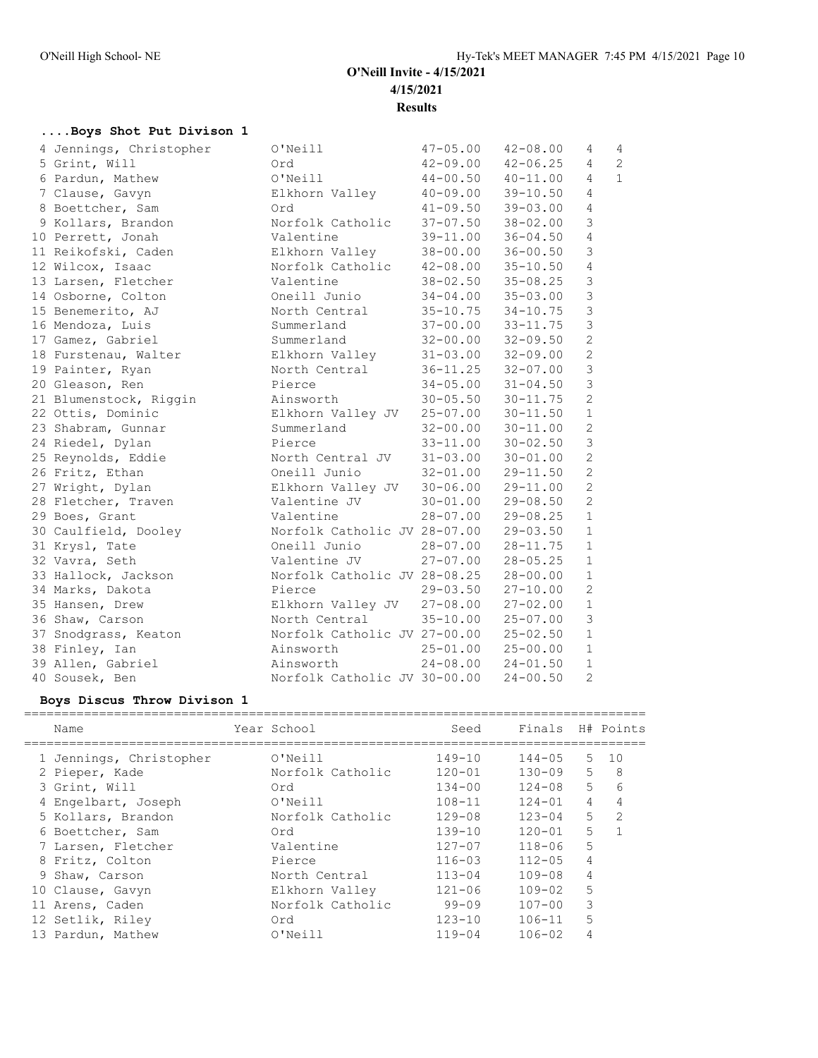# O'Neill Invite - 4/15/2021

**4/15/2021**

**Results**

### ....Boys Shot Put Divison 1

| Place | Name | Year | School | Seed | Finals | H# | Points |
|---|---|---|---|---|---|---|---|
| 4 | Jennings, Christopher | | O'Neill | 47-05.00 | 42-08.00 | 4 | 4 |
| 5 | Grint, Will | | Ord | 42-09.00 | 42-06.25 | 4 | 2 |
| 6 | Pardun, Mathew | | O'Neill | 44-00.50 | 40-11.00 | 4 | 1 |
| 7 | Clause, Gavyn | | Elkhorn Valley | 40-09.00 | 39-10.50 | 4 | |
| 8 | Boettcher, Sam | | Ord | 41-09.50 | 39-03.00 | 4 | |
| 9 | Kollars, Brandon | | Norfolk Catholic | 37-07.50 | 38-02.00 | 3 | |
| 10 | Perrett, Jonah | | Valentine | 39-11.00 | 36-04.50 | 4 | |
| 11 | Reikofski, Caden | | Elkhorn Valley | 38-00.00 | 36-00.50 | 3 | |
| 12 | Wilcox, Isaac | | Norfolk Catholic | 42-08.00 | 35-10.50 | 4 | |
| 13 | Larsen, Fletcher | | Valentine | 38-02.50 | 35-08.25 | 3 | |
| 14 | Osborne, Colton | | Oneill Junio | 34-04.00 | 35-03.00 | 3 | |
| 15 | Benemerito, AJ | | North Central | 35-10.75 | 34-10.75 | 3 | |
| 16 | Mendoza, Luis | | Summerland | 37-00.00 | 33-11.75 | 3 | |
| 17 | Gamez, Gabriel | | Summerland | 32-00.00 | 32-09.50 | 2 | |
| 18 | Furstenau, Walter | | Elkhorn Valley | 31-03.00 | 32-09.00 | 2 | |
| 19 | Painter, Ryan | | North Central | 36-11.25 | 32-07.00 | 3 | |
| 20 | Gleason, Ren | | Pierce | 34-05.00 | 31-04.50 | 3 | |
| 21 | Blumenstock, Riggin | | Ainsworth | 30-05.50 | 30-11.75 | 2 | |
| 22 | Ottis, Dominic | | Elkhorn Valley JV | 25-07.00 | 30-11.50 | 1 | |
| 23 | Shabram, Gunnar | | Summerland | 32-00.00 | 30-11.00 | 2 | |
| 24 | Riedel, Dylan | | Pierce | 33-11.00 | 30-02.50 | 3 | |
| 25 | Reynolds, Eddie | | North Central JV | 31-03.00 | 30-01.00 | 2 | |
| 26 | Fritz, Ethan | | Oneill Junio | 32-01.00 | 29-11.50 | 2 | |
| 27 | Wright, Dylan | | Elkhorn Valley JV | 30-06.00 | 29-11.00 | 2 | |
| 28 | Fletcher, Traven | | Valentine JV | 30-01.00 | 29-08.50 | 2 | |
| 29 | Boes, Grant | | Valentine | 28-07.00 | 29-08.25 | 1 | |
| 30 | Caulfield, Dooley | | Norfolk Catholic JV | 28-07.00 | 29-03.50 | 1 | |
| 31 | Krysl, Tate | | Oneill Junio | 28-07.00 | 28-11.75 | 1 | |
| 32 | Vavra, Seth | | Valentine JV | 27-07.00 | 28-05.25 | 1 | |
| 33 | Hallock, Jackson | | Norfolk Catholic JV | 28-08.25 | 28-00.00 | 1 | |
| 34 | Marks, Dakota | | Pierce | 29-03.50 | 27-10.00 | 2 | |
| 35 | Hansen, Drew | | Elkhorn Valley JV | 27-08.00 | 27-02.00 | 1 | |
| 36 | Shaw, Carson | | North Central | 35-10.00 | 25-07.00 | 3 | |
| 37 | Snodgrass, Keaton | | Norfolk Catholic JV | 27-00.00 | 25-02.50 | 1 | |
| 38 | Finley, Ian | | Ainsworth | 25-01.00 | 25-00.00 | 1 | |
| 39 | Allen, Gabriel | | Ainsworth | 24-08.00 | 24-01.50 | 1 | |
| 40 | Sousek, Ben | | Norfolk Catholic JV | 30-00.00 | 24-00.50 | 2 | |

### Boys Discus Throw Divison 1

| Place | Name | Year | School | Seed | Finals | H# | Points |
|---|---|---|---|---|---|---|---|
| 1 | Jennings, Christopher | | O'Neill | 149-10 | 144-05 | 5 | 10 |
| 2 | Pieper, Kade | | Norfolk Catholic | 120-01 | 130-09 | 5 | 8 |
| 3 | Grint, Will | | Ord | 134-00 | 124-08 | 5 | 6 |
| 4 | Engelbart, Joseph | | O'Neill | 108-11 | 124-01 | 4 | 4 |
| 5 | Kollars, Brandon | | Norfolk Catholic | 129-08 | 123-04 | 5 | 2 |
| 6 | Boettcher, Sam | | Ord | 139-10 | 120-01 | 5 | 1 |
| 7 | Larsen, Fletcher | | Valentine | 127-07 | 118-06 | 5 | |
| 8 | Fritz, Colton | | Pierce | 116-03 | 112-05 | 4 | |
| 9 | Shaw, Carson | | North Central | 113-04 | 109-08 | 4 | |
| 10 | Clause, Gavyn | | Elkhorn Valley | 121-06 | 109-02 | 5 | |
| 11 | Arens, Caden | | Norfolk Catholic | 99-09 | 107-00 | 3 | |
| 12 | Setlik, Riley | | Ord | 123-10 | 106-11 | 5 | |
| 13 | Pardun, Mathew | | O'Neill | 119-04 | 106-02 | 4 | |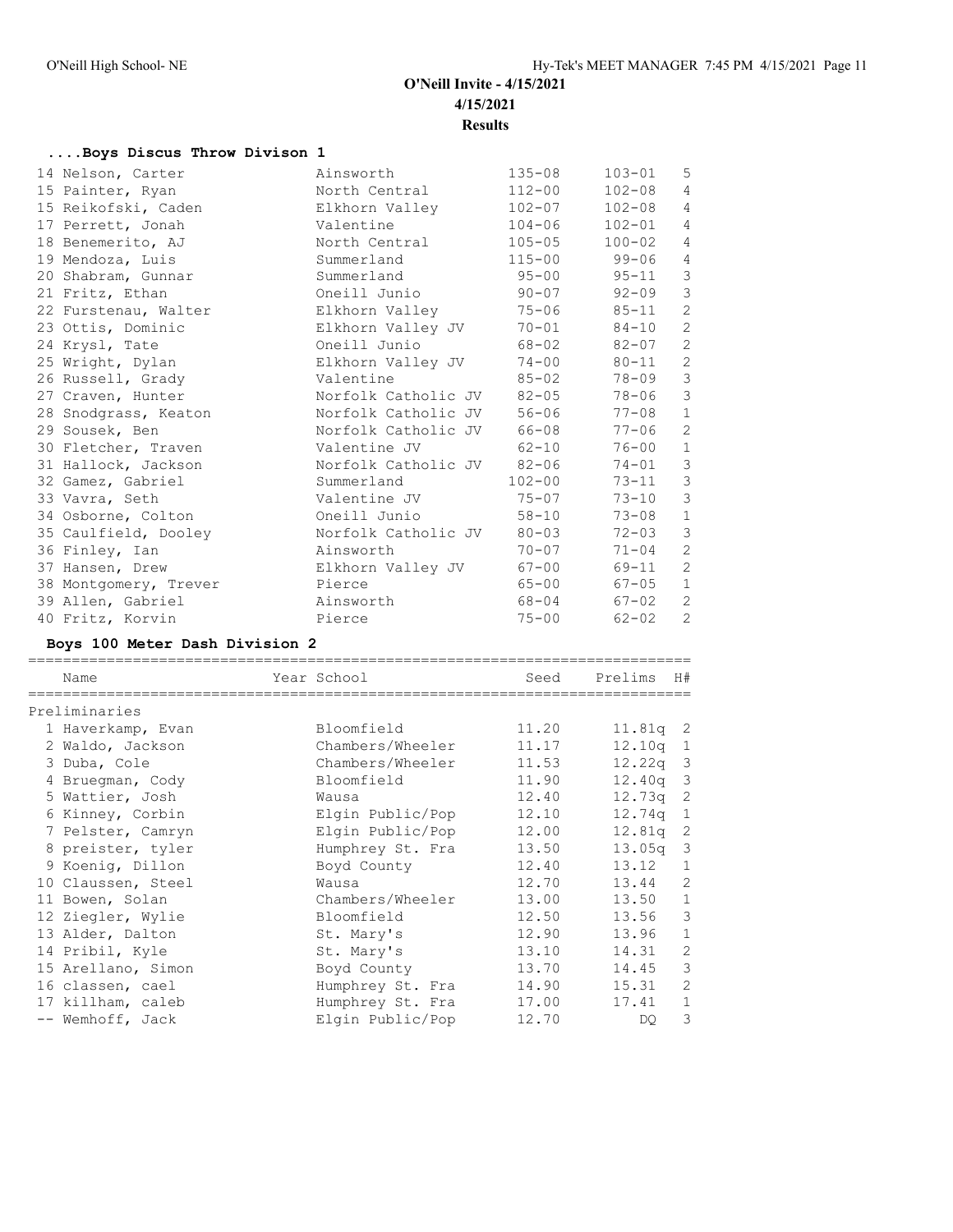# O'Neill Invite - 4/15/2021

**4/15/2021**

**Results**

### ....Boys Discus Throw Divison 1

| Place | Name | School | Seed | Finals | Flight |
|---|---|---|---|---|---|
| 14 | Nelson, Carter | Ainsworth | 135-08 | 103-01 | 5 |
| 15 | Painter, Ryan | North Central | 112-00 | 102-08 | 4 |
| 15 | Reikofski, Caden | Elkhorn Valley | 102-07 | 102-08 | 4 |
| 17 | Perrett, Jonah | Valentine | 104-06 | 102-01 | 4 |
| 18 | Benemerito, AJ | North Central | 105-05 | 100-02 | 4 |
| 19 | Mendoza, Luis | Summerland | 115-00 | 99-06 | 4 |
| 20 | Shabram, Gunnar | Summerland | 95-00 | 95-11 | 3 |
| 21 | Fritz, Ethan | Oneill Junio | 90-07 | 92-09 | 3 |
| 22 | Furstenau, Walter | Elkhorn Valley | 75-06 | 85-11 | 2 |
| 23 | Ottis, Dominic | Elkhorn Valley JV | 70-01 | 84-10 | 2 |
| 24 | Krysl, Tate | Oneill Junio | 68-02 | 82-07 | 2 |
| 25 | Wright, Dylan | Elkhorn Valley JV | 74-00 | 80-11 | 2 |
| 26 | Russell, Grady | Valentine | 85-02 | 78-09 | 3 |
| 27 | Craven, Hunter | Norfolk Catholic JV | 82-05 | 78-06 | 3 |
| 28 | Snodgrass, Keaton | Norfolk Catholic JV | 56-06 | 77-08 | 1 |
| 29 | Sousek, Ben | Norfolk Catholic JV | 66-08 | 77-06 | 2 |
| 30 | Fletcher, Traven | Valentine JV | 62-10 | 76-00 | 1 |
| 31 | Hallock, Jackson | Norfolk Catholic JV | 82-06 | 74-01 | 3 |
| 32 | Gamez, Gabriel | Summerland | 102-00 | 73-11 | 3 |
| 33 | Vavra, Seth | Valentine JV | 75-07 | 73-10 | 3 |
| 34 | Osborne, Colton | Oneill Junio | 58-10 | 73-08 | 1 |
| 35 | Caulfield, Dooley | Norfolk Catholic JV | 80-03 | 72-03 | 3 |
| 36 | Finley, Ian | Ainsworth | 70-07 | 71-04 | 2 |
| 37 | Hansen, Drew | Elkhorn Valley JV | 67-00 | 69-11 | 2 |
| 38 | Montgomery, Trever | Pierce | 65-00 | 67-05 | 1 |
| 39 | Allen, Gabriel | Ainsworth | 68-04 | 67-02 | 2 |
| 40 | Fritz, Korvin | Pierce | 75-00 | 62-02 | 2 |

### Boys 100 Meter Dash Division 2

| | Name | Year School | Seed | Prelims | H# |
|---|---|---|---|---|---|
| **Preliminaries** | | | | | |
| 1 | Haverkamp, Evan | Bloomfield | 11.20 | 11.81q | 2 |
| 2 | Waldo, Jackson | Chambers/Wheeler | 11.17 | 12.10q | 1 |
| 3 | Duba, Cole | Chambers/Wheeler | 11.53 | 12.22q | 3 |
| 4 | Bruegman, Cody | Bloomfield | 11.90 | 12.40q | 3 |
| 5 | Wattier, Josh | Wausa | 12.40 | 12.73q | 2 |
| 6 | Kinney, Corbin | Elgin Public/Pop | 12.10 | 12.74q | 1 |
| 7 | Pelster, Camryn | Elgin Public/Pop | 12.00 | 12.81q | 2 |
| 8 | preister, tyler | Humphrey St. Fra | 13.50 | 13.05q | 3 |
| 9 | Koenig, Dillon | Boyd County | 12.40 | 13.12 | 1 |
| 10 | Claussen, Steel | Wausa | 12.70 | 13.44 | 2 |
| 11 | Bowen, Solan | Chambers/Wheeler | 13.00 | 13.50 | 1 |
| 12 | Ziegler, Wylie | Bloomfield | 12.50 | 13.56 | 3 |
| 13 | Alder, Dalton | St. Mary's | 12.90 | 13.96 | 1 |
| 14 | Pribil, Kyle | St. Mary's | 13.10 | 14.31 | 2 |
| 15 | Arellano, Simon | Boyd County | 13.70 | 14.45 | 3 |
| 16 | classen, cael | Humphrey St. Fra | 14.90 | 15.31 | 2 |
| 17 | killham, caleb | Humphrey St. Fra | 17.00 | 17.41 | 1 |
| -- | Wemhoff, Jack | Elgin Public/Pop | 12.70 | DQ | 3 |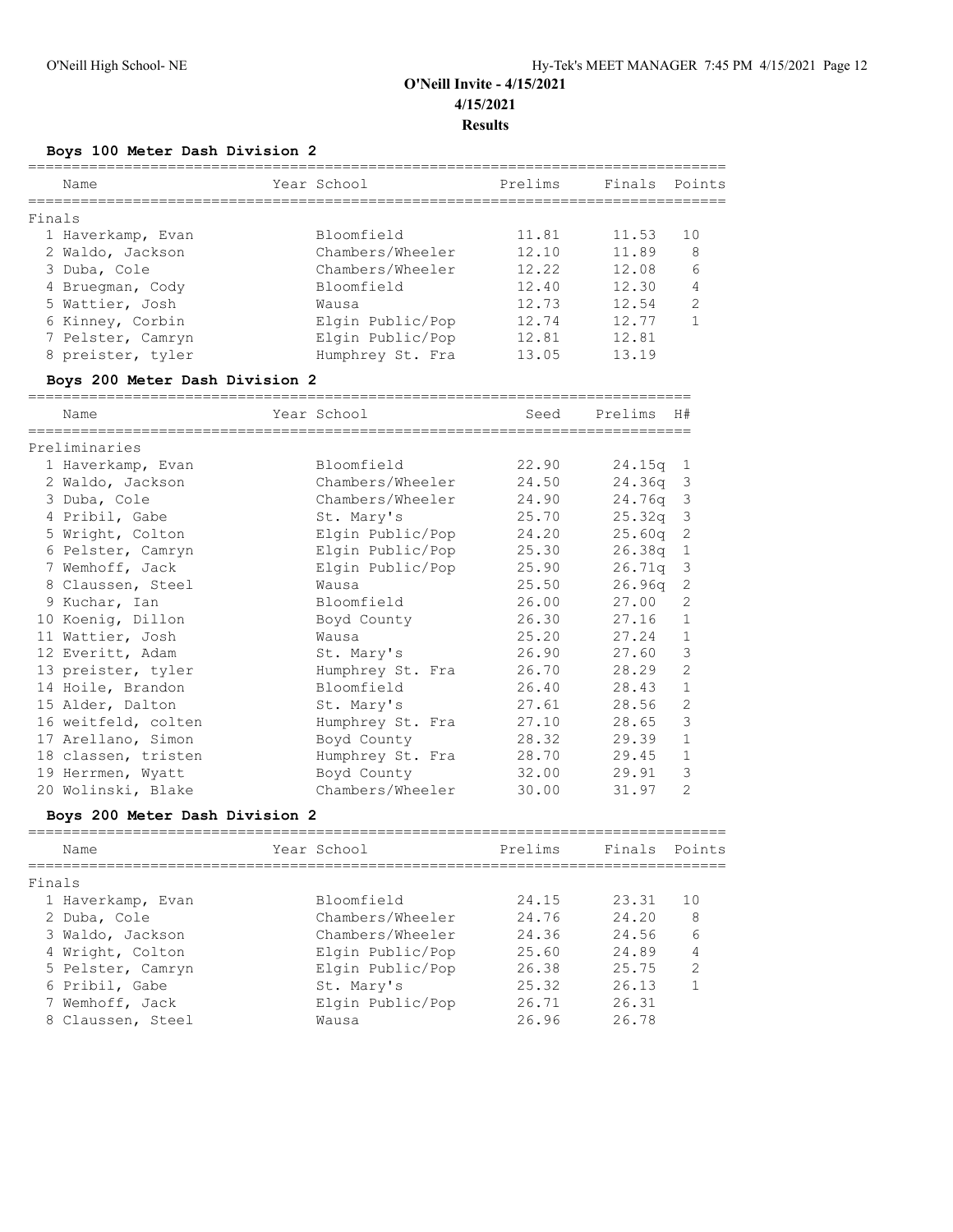# O'Neill Invite - 4/15/2021

**4/15/2021**

**Results**

### Boys 100 Meter Dash Division 2

| Name | Year | School | Prelims | Finals | Points |
|---|---|---|---|---|---|
| **Finals** | | | | | |
| 1 Haverkamp, Evan | | Bloomfield | 11.81 | 11.53 | 10 |
| 2 Waldo, Jackson | | Chambers/Wheeler | 12.10 | 11.89 | 8 |
| 3 Duba, Cole | | Chambers/Wheeler | 12.22 | 12.08 | 6 |
| 4 Bruegman, Cody | | Bloomfield | 12.40 | 12.30 | 4 |
| 5 Wattier, Josh | | Wausa | 12.73 | 12.54 | 2 |
| 6 Kinney, Corbin | | Elgin Public/Pop | 12.74 | 12.77 | 1 |
| 7 Pelster, Camryn | | Elgin Public/Pop | 12.81 | 12.81 | |
| 8 preister, tyler | | Humphrey St. Fra | 13.05 | 13.19 | |

### Boys 200 Meter Dash Division 2

| Name | Year | School | Seed | Prelims | H# |
|---|---|---|---|---|---|
| **Preliminaries** | | | | | |
| 1 Haverkamp, Evan | | Bloomfield | 22.90 | 24.15q | 1 |
| 2 Waldo, Jackson | | Chambers/Wheeler | 24.50 | 24.36q | 3 |
| 3 Duba, Cole | | Chambers/Wheeler | 24.90 | 24.76q | 3 |
| 4 Pribil, Gabe | | St. Mary's | 25.70 | 25.32q | 3 |
| 5 Wright, Colton | | Elgin Public/Pop | 24.20 | 25.60q | 2 |
| 6 Pelster, Camryn | | Elgin Public/Pop | 25.30 | 26.38q | 1 |
| 7 Wemhoff, Jack | | Elgin Public/Pop | 25.90 | 26.71q | 3 |
| 8 Claussen, Steel | | Wausa | 25.50 | 26.96q | 2 |
| 9 Kuchar, Ian | | Bloomfield | 26.00 | 27.00 | 2 |
| 10 Koenig, Dillon | | Boyd County | 26.30 | 27.16 | 1 |
| 11 Wattier, Josh | | Wausa | 25.20 | 27.24 | 1 |
| 12 Everitt, Adam | | St. Mary's | 26.90 | 27.60 | 3 |
| 13 preister, tyler | | Humphrey St. Fra | 26.70 | 28.29 | 2 |
| 14 Hoile, Brandon | | Bloomfield | 26.40 | 28.43 | 1 |
| 15 Alder, Dalton | | St. Mary's | 27.61 | 28.56 | 2 |
| 16 weitfeld, colten | | Humphrey St. Fra | 27.10 | 28.65 | 3 |
| 17 Arellano, Simon | | Boyd County | 28.32 | 29.39 | 1 |
| 18 classen, tristen | | Humphrey St. Fra | 28.70 | 29.45 | 1 |
| 19 Herrmen, Wyatt | | Boyd County | 32.00 | 29.91 | 3 |
| 20 Wolinski, Blake | | Chambers/Wheeler | 30.00 | 31.97 | 2 |

### Boys 200 Meter Dash Division 2

| Name | Year | School | Prelims | Finals | Points |
|---|---|---|---|---|---|
| **Finals** | | | | | |
| 1 Haverkamp, Evan | | Bloomfield | 24.15 | 23.31 | 10 |
| 2 Duba, Cole | | Chambers/Wheeler | 24.76 | 24.20 | 8 |
| 3 Waldo, Jackson | | Chambers/Wheeler | 24.36 | 24.56 | 6 |
| 4 Wright, Colton | | Elgin Public/Pop | 25.60 | 24.89 | 4 |
| 5 Pelster, Camryn | | Elgin Public/Pop | 26.38 | 25.75 | 2 |
| 6 Pribil, Gabe | | St. Mary's | 25.32 | 26.13 | 1 |
| 7 Wemhoff, Jack | | Elgin Public/Pop | 26.71 | 26.31 | |
| 8 Claussen, Steel | | Wausa | 26.96 | 26.78 | |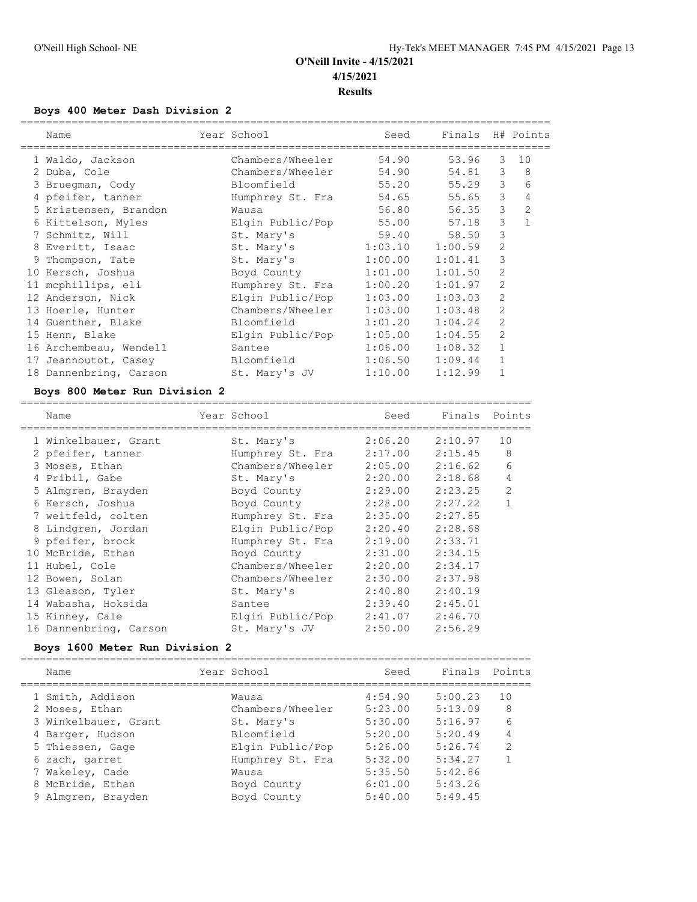# O'Neill Invite - 4/15/2021

**4/15/2021**

**Results**

### Boys 400 Meter Dash Division 2

| | Name | Year | School | Seed | Finals | H# | Points |
|---|---|---|---|---|---|---|---|
| 1 | Waldo, Jackson | | Chambers/Wheeler | 54.90 | 53.96 | 3 | 10 |
| 2 | Duba, Cole | | Chambers/Wheeler | 54.90 | 54.81 | 3 | 8 |
| 3 | Bruegman, Cody | | Bloomfield | 55.20 | 55.29 | 3 | 6 |
| 4 | pfeifer, tanner | | Humphrey St. Fra | 54.65 | 55.65 | 3 | 4 |
| 5 | Kristensen, Brandon | | Wausa | 56.80 | 56.35 | 3 | 2 |
| 6 | Kittelson, Myles | | Elgin Public/Pop | 55.00 | 57.18 | 3 | 1 |
| 7 | Schmitz, Will | | St. Mary's | 59.40 | 58.50 | 3 | |
| 8 | Everitt, Isaac | | St. Mary's | 1:03.10 | 1:00.59 | 2 | |
| 9 | Thompson, Tate | | St. Mary's | 1:00.00 | 1:01.41 | 3 | |
| 10 | Kersch, Joshua | | Boyd County | 1:01.00 | 1:01.50 | 2 | |
| 11 | mcphillips, eli | | Humphrey St. Fra | 1:00.20 | 1:01.97 | 2 | |
| 12 | Anderson, Nick | | Elgin Public/Pop | 1:03.00 | 1:03.03 | 2 | |
| 13 | Hoerle, Hunter | | Chambers/Wheeler | 1:03.00 | 1:03.48 | 2 | |
| 14 | Guenther, Blake | | Bloomfield | 1:01.20 | 1:04.24 | 2 | |
| 15 | Henn, Blake | | Elgin Public/Pop | 1:05.00 | 1:04.55 | 2 | |
| 16 | Archembeau, Wendell | | Santee | 1:06.00 | 1:08.32 | 1 | |
| 17 | Jeannoutot, Casey | | Bloomfield | 1:06.50 | 1:09.44 | 1 | |
| 18 | Dannenbring, Carson | | St. Mary's JV | 1:10.00 | 1:12.99 | 1 | |

### Boys 800 Meter Run Division 2

| | Name | Year | School | Seed | Finals | Points |
|---|---|---|---|---|---|---|
| 1 | Winkelbauer, Grant | | St. Mary's | 2:06.20 | 2:10.97 | 10 |
| 2 | pfeifer, tanner | | Humphrey St. Fra | 2:17.00 | 2:15.45 | 8 |
| 3 | Moses, Ethan | | Chambers/Wheeler | 2:05.00 | 2:16.62 | 6 |
| 4 | Pribil, Gabe | | St. Mary's | 2:20.00 | 2:18.68 | 4 |
| 5 | Almgren, Brayden | | Boyd County | 2:29.00 | 2:23.25 | 2 |
| 6 | Kersch, Joshua | | Boyd County | 2:28.00 | 2:27.22 | 1 |
| 7 | weitfeld, colten | | Humphrey St. Fra | 2:35.00 | 2:27.85 | |
| 8 | Lindgren, Jordan | | Elgin Public/Pop | 2:20.40 | 2:28.68 | |
| 9 | pfeifer, brock | | Humphrey St. Fra | 2:19.00 | 2:33.71 | |
| 10 | McBride, Ethan | | Boyd County | 2:31.00 | 2:34.15 | |
| 11 | Hubel, Cole | | Chambers/Wheeler | 2:20.00 | 2:34.17 | |
| 12 | Bowen, Solan | | Chambers/Wheeler | 2:30.00 | 2:37.98 | |
| 13 | Gleason, Tyler | | St. Mary's | 2:40.80 | 2:40.19 | |
| 14 | Wabasha, Hoksida | | Santee | 2:39.40 | 2:45.01 | |
| 15 | Kinney, Cale | | Elgin Public/Pop | 2:41.07 | 2:46.70 | |
| 16 | Dannenbring, Carson | | St. Mary's JV | 2:50.00 | 2:56.29 | |

### Boys 1600 Meter Run Division 2

| | Name | Year | School | Seed | Finals | Points |
|---|---|---|---|---|---|---|
| 1 | Smith, Addison | | Wausa | 4:54.90 | 5:00.23 | 10 |
| 2 | Moses, Ethan | | Chambers/Wheeler | 5:23.00 | 5:13.09 | 8 |
| 3 | Winkelbauer, Grant | | St. Mary's | 5:30.00 | 5:16.97 | 6 |
| 4 | Barger, Hudson | | Bloomfield | 5:20.00 | 5:20.49 | 4 |
| 5 | Thiessen, Gage | | Elgin Public/Pop | 5:26.00 | 5:26.74 | 2 |
| 6 | zach, garret | | Humphrey St. Fra | 5:32.00 | 5:34.27 | 1 |
| 7 | Wakeley, Cade | | Wausa | 5:35.50 | 5:42.86 | |
| 8 | McBride, Ethan | | Boyd County | 6:01.00 | 5:43.26 | |
| 9 | Almgren, Brayden | | Boyd County | 5:40.00 | 5:49.45 | |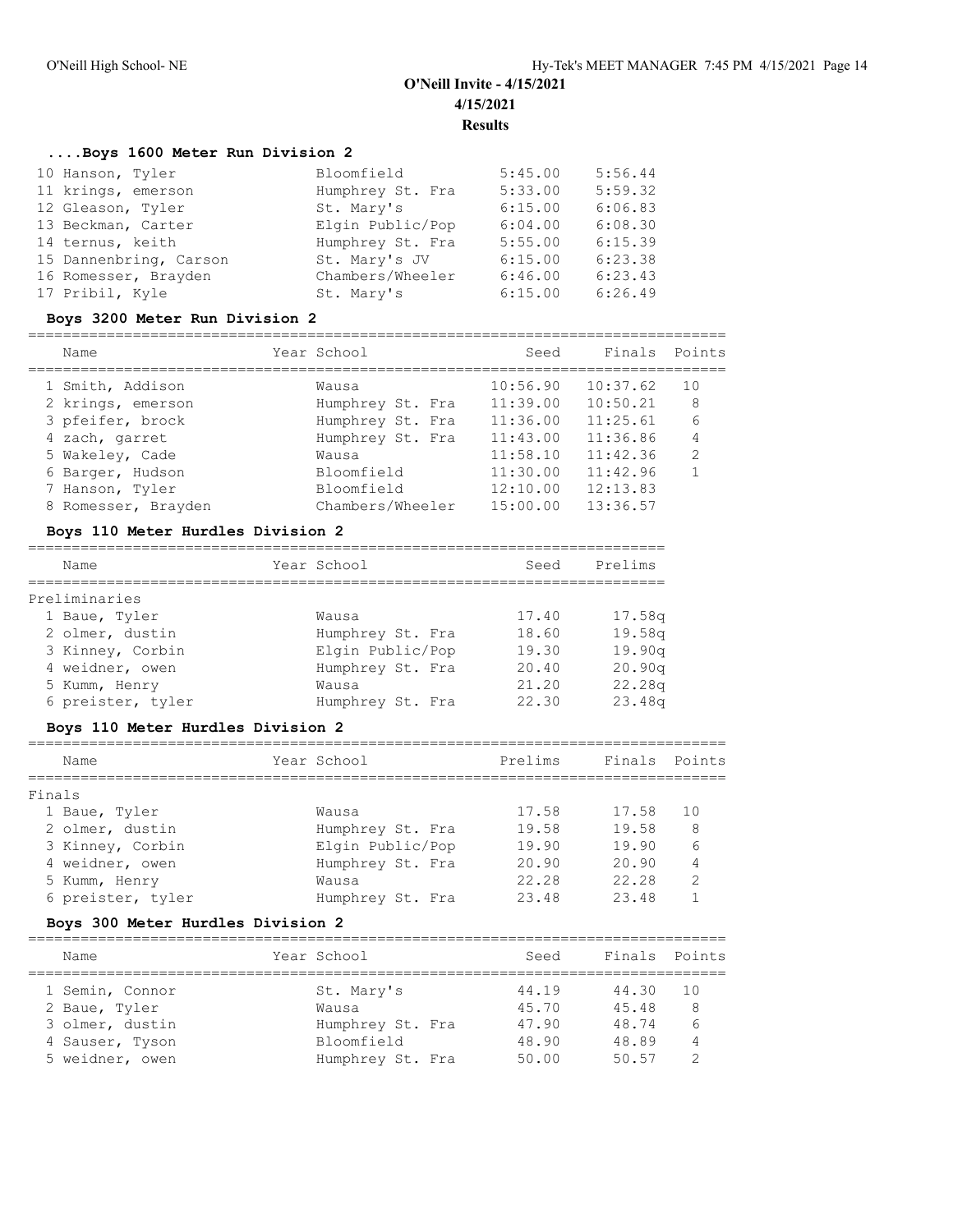# O'Neill Invite - 4/15/2021

4/15/2021

**Results**

### ....Boys 1600 Meter Run Division 2

| Place | Name | Year | School | Seed | Finals | Points |
|---|---|---|---|---|---|---|
| 10 | Hanson, Tyler | | Bloomfield | 5:45.00 | 5:56.44 | |
| 11 | krings, emerson | | Humphrey St. Fra | 5:33.00 | 5:59.32 | |
| 12 | Gleason, Tyler | | St. Mary's | 6:15.00 | 6:06.83 | |
| 13 | Beckman, Carter | | Elgin Public/Pop | 6:04.00 | 6:08.30 | |
| 14 | ternus, keith | | Humphrey St. Fra | 5:55.00 | 6:15.39 | |
| 15 | Dannenbring, Carson | | St. Mary's JV | 6:15.00 | 6:23.38 | |
| 16 | Romesser, Brayden | | Chambers/Wheeler | 6:46.00 | 6:23.43 | |
| 17 | Pribil, Kyle | | St. Mary's | 6:15.00 | 6:26.49 | |

### Boys 3200 Meter Run Division 2

| Place | Name | Year | School | Seed | Finals | Points |
|---|---|---|---|---|---|---|
| 1 | Smith, Addison | | Wausa | 10:56.90 | 10:37.62 | 10 |
| 2 | krings, emerson | | Humphrey St. Fra | 11:39.00 | 10:50.21 | 8 |
| 3 | pfeifer, brock | | Humphrey St. Fra | 11:36.00 | 11:25.61 | 6 |
| 4 | zach, garret | | Humphrey St. Fra | 11:43.00 | 11:36.86 | 4 |
| 5 | Wakeley, Cade | | Wausa | 11:58.10 | 11:42.36 | 2 |
| 6 | Barger, Hudson | | Bloomfield | 11:30.00 | 11:42.96 | 1 |
| 7 | Hanson, Tyler | | Bloomfield | 12:10.00 | 12:13.83 | |
| 8 | Romesser, Brayden | | Chambers/Wheeler | 15:00.00 | 13:36.57 | |

### Boys 110 Meter Hurdles Division 2

Preliminaries

| Place | Name | Year | School | Seed | Prelims |
|---|---|---|---|---|---|
| 1 | Baue, Tyler | | Wausa | 17.40 | 17.58q |
| 2 | olmer, dustin | | Humphrey St. Fra | 18.60 | 19.58q |
| 3 | Kinney, Corbin | | Elgin Public/Pop | 19.30 | 19.90q |
| 4 | weidner, owen | | Humphrey St. Fra | 20.40 | 20.90q |
| 5 | Kumm, Henry | | Wausa | 21.20 | 22.28q |
| 6 | preister, tyler | | Humphrey St. Fra | 22.30 | 23.48q |

### Boys 110 Meter Hurdles Division 2

Finals

| Place | Name | Year | School | Prelims | Finals | Points |
|---|---|---|---|---|---|---|
| 1 | Baue, Tyler | | Wausa | 17.58 | 17.58 | 10 |
| 2 | olmer, dustin | | Humphrey St. Fra | 19.58 | 19.58 | 8 |
| 3 | Kinney, Corbin | | Elgin Public/Pop | 19.90 | 19.90 | 6 |
| 4 | weidner, owen | | Humphrey St. Fra | 20.90 | 20.90 | 4 |
| 5 | Kumm, Henry | | Wausa | 22.28 | 22.28 | 2 |
| 6 | preister, tyler | | Humphrey St. Fra | 23.48 | 23.48 | 1 |

### Boys 300 Meter Hurdles Division 2

| Place | Name | Year | School | Seed | Finals | Points |
|---|---|---|---|---|---|---|
| 1 | Semin, Connor | | St. Mary's | 44.19 | 44.30 | 10 |
| 2 | Baue, Tyler | | Wausa | 45.70 | 45.48 | 8 |
| 3 | olmer, dustin | | Humphrey St. Fra | 47.90 | 48.74 | 6 |
| 4 | Sauser, Tyson | | Bloomfield | 48.90 | 48.89 | 4 |
| 5 | weidner, owen | | Humphrey St. Fra | 50.00 | 50.57 | 2 |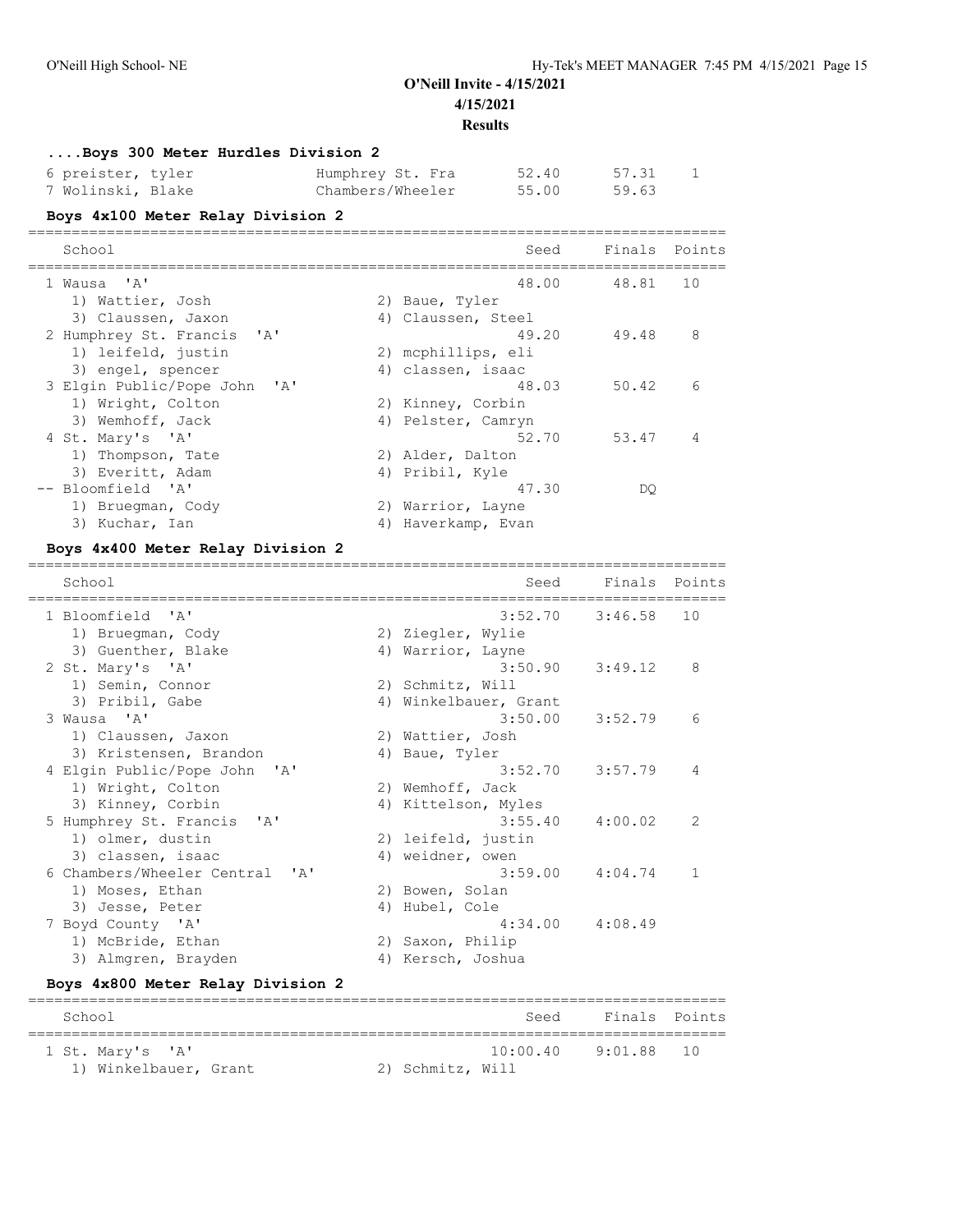O'Neill Invite - 4/15/2021

4/15/2021

Results

### ....Boys 300 Meter Hurdles Division 2

| | | | | |
|---|---|---|---|---|
| 6 preister, tyler | Humphrey St. Fra | 52.40 | 57.31 | 1 |
| 7 Wolinski, Blake | Chambers/Wheeler | 55.00 | 59.63 | |

### Boys 4x100 Meter Relay Division 2

| School | | Seed | Finals | Points |
|---|---|---|---|---|
| 1 Wausa 'A' | | 48.00 | 48.81 | 10 |
| 1) Wattier, Josh | 2) Baue, Tyler | | | |
| 3) Claussen, Jaxon | 4) Claussen, Steel | | | |
| 2 Humphrey St. Francis 'A' | | 49.20 | 49.48 | 8 |
| 1) leifeld, justin | 2) mcphillips, eli | | | |
| 3) engel, spencer | 4) classen, isaac | | | |
| 3 Elgin Public/Pope John 'A' | | 48.03 | 50.42 | 6 |
| 1) Wright, Colton | 2) Kinney, Corbin | | | |
| 3) Wemhoff, Jack | 4) Pelster, Camryn | | | |
| 4 St. Mary's 'A' | | 52.70 | 53.47 | 4 |
| 1) Thompson, Tate | 2) Alder, Dalton | | | |
| 3) Everitt, Adam | 4) Pribil, Kyle | | | |
| -- Bloomfield 'A' | | 47.30 | DQ | |
| 1) Bruegman, Cody | 2) Warrior, Layne | | | |
| 3) Kuchar, Ian | 4) Haverkamp, Evan | | | |

### Boys 4x400 Meter Relay Division 2

| School | | Seed | Finals | Points |
|---|---|---|---|---|
| 1 Bloomfield 'A' | | 3:52.70 | 3:46.58 | 10 |
| 1) Bruegman, Cody | 2) Ziegler, Wylie | | | |
| 3) Guenther, Blake | 4) Warrior, Layne | | | |
| 2 St. Mary's 'A' | | 3:50.90 | 3:49.12 | 8 |
| 1) Semin, Connor | 2) Schmitz, Will | | | |
| 3) Pribil, Gabe | 4) Winkelbauer, Grant | | | |
| 3 Wausa 'A' | | 3:50.00 | 3:52.79 | 6 |
| 1) Claussen, Jaxon | 2) Wattier, Josh | | | |
| 3) Kristensen, Brandon | 4) Baue, Tyler | | | |
| 4 Elgin Public/Pope John 'A' | | 3:52.70 | 3:57.79 | 4 |
| 1) Wright, Colton | 2) Wemhoff, Jack | | | |
| 3) Kinney, Corbin | 4) Kittelson, Myles | | | |
| 5 Humphrey St. Francis 'A' | | 3:55.40 | 4:00.02 | 2 |
| 1) olmer, dustin | 2) leifeld, justin | | | |
| 3) classen, isaac | 4) weidner, owen | | | |
| 6 Chambers/Wheeler Central 'A' | | 3:59.00 | 4:04.74 | 1 |
| 1) Moses, Ethan | 2) Bowen, Solan | | | |
| 3) Jesse, Peter | 4) Hubel, Cole | | | |
| 7 Boyd County 'A' | | 4:34.00 | 4:08.49 | |
| 1) McBride, Ethan | 2) Saxon, Philip | | | |
| 3) Almgren, Brayden | 4) Kersch, Joshua | | | |

### Boys 4x800 Meter Relay Division 2

| School | | Seed | Finals | Points |
|---|---|---|---|---|
| 1 St. Mary's 'A' | | 10:00.40 | 9:01.88 | 10 |
| 1) Winkelbauer, Grant | 2) Schmitz, Will | | | |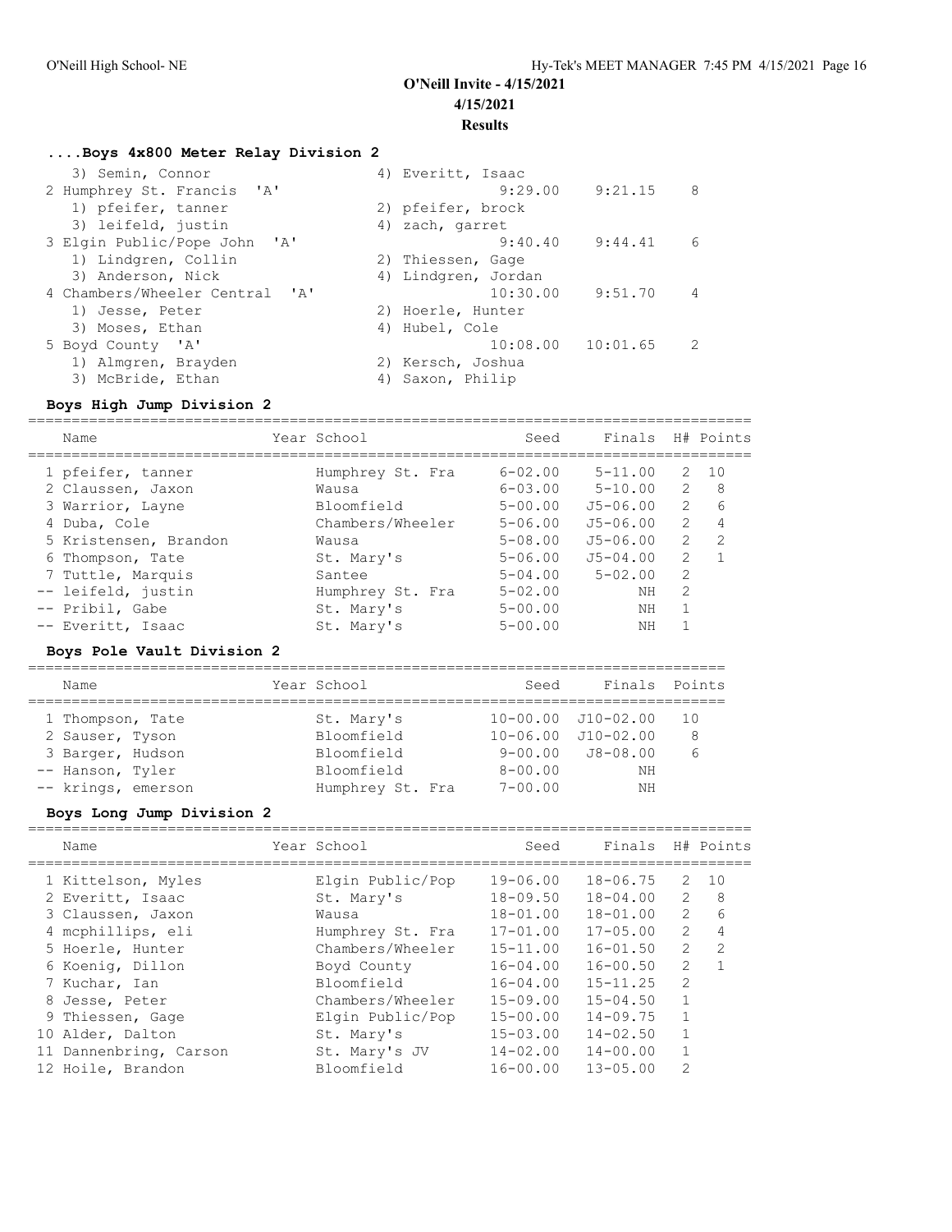## O'Neill Invite - 4/15/2021

**4/15/2021**

**Results**

### ....Boys 4x800 Meter Relay Division 2

| Team | Seed | Finals | Points |
|---|---|---|---|
| 3) Semin, Connor — 4) Everitt, Isaac | | | |
| 2 Humphrey St. Francis 'A' | 9:29.00 | 9:21.15 | 8 |
| 1) pfeifer, tanner — 2) pfeifer, brock | | | |
| 3) leifeld, justin — 4) zach, garret | | | |
| 3 Elgin Public/Pope John 'A' | 9:40.40 | 9:44.41 | 6 |
| 1) Lindgren, Collin — 2) Thiessen, Gage | | | |
| 3) Anderson, Nick — 4) Lindgren, Jordan | | | |
| 4 Chambers/Wheeler Central 'A' | 10:30.00 | 9:51.70 | 4 |
| 1) Jesse, Peter — 2) Hoerle, Hunter | | | |
| 3) Moses, Ethan — 4) Hubel, Cole | | | |
| 5 Boyd County 'A' | 10:08.00 | 10:01.65 | 2 |
| 1) Almgren, Brayden — 2) Kersch, Joshua | | | |
| 3) McBride, Ethan — 4) Saxon, Philip | | | |

### Boys High Jump Division 2

| Name | Year | School | Seed | Finals | H# | Points |
|---|---|---|---|---|---|---|
| 1 pfeifer, tanner | | Humphrey St. Fra | 6-02.00 | 5-11.00 | 2 | 10 |
| 2 Claussen, Jaxon | | Wausa | 6-03.00 | 5-10.00 | 2 | 8 |
| 3 Warrior, Layne | | Bloomfield | 5-00.00 | J5-06.00 | 2 | 6 |
| 4 Duba, Cole | | Chambers/Wheeler | 5-06.00 | J5-06.00 | 2 | 4 |
| 5 Kristensen, Brandon | | Wausa | 5-08.00 | J5-06.00 | 2 | 2 |
| 6 Thompson, Tate | | St. Mary's | 5-06.00 | J5-04.00 | 2 | 1 |
| 7 Tuttle, Marquis | | Santee | 5-04.00 | 5-02.00 | 2 | |
| -- leifeld, justin | | Humphrey St. Fra | 5-02.00 | NH | 2 | |
| -- Pribil, Gabe | | St. Mary's | 5-00.00 | NH | 1 | |
| -- Everitt, Isaac | | St. Mary's | 5-00.00 | NH | 1 | |

### Boys Pole Vault Division 2

| Name | Year | School | Seed | Finals | Points |
|---|---|---|---|---|---|
| 1 Thompson, Tate | | St. Mary's | 10-00.00 | J10-02.00 | 10 |
| 2 Sauser, Tyson | | Bloomfield | 10-06.00 | J10-02.00 | 8 |
| 3 Barger, Hudson | | Bloomfield | 9-00.00 | J8-08.00 | 6 |
| -- Hanson, Tyler | | Bloomfield | 8-00.00 | NH | |
| -- krings, emerson | | Humphrey St. Fra | 7-00.00 | NH | |

### Boys Long Jump Division 2

| Name | Year | School | Seed | Finals | H# | Points |
|---|---|---|---|---|---|---|
| 1 Kittelson, Myles | | Elgin Public/Pop | 19-06.00 | 18-06.75 | 2 | 10 |
| 2 Everitt, Isaac | | St. Mary's | 18-09.50 | 18-04.00 | 2 | 8 |
| 3 Claussen, Jaxon | | Wausa | 18-01.00 | 18-01.00 | 2 | 6 |
| 4 mcphillips, eli | | Humphrey St. Fra | 17-01.00 | 17-05.00 | 2 | 4 |
| 5 Hoerle, Hunter | | Chambers/Wheeler | 15-11.00 | 16-01.50 | 2 | 2 |
| 6 Koenig, Dillon | | Boyd County | 16-04.00 | 16-00.50 | 2 | 1 |
| 7 Kuchar, Ian | | Bloomfield | 16-04.00 | 15-11.25 | 2 | |
| 8 Jesse, Peter | | Chambers/Wheeler | 15-09.00 | 15-04.50 | 1 | |
| 9 Thiessen, Gage | | Elgin Public/Pop | 15-00.00 | 14-09.75 | 1 | |
| 10 Alder, Dalton | | St. Mary's | 15-03.00 | 14-02.50 | 1 | |
| 11 Dannenbring, Carson | | St. Mary's JV | 14-02.00 | 14-00.00 | 1 | |
| 12 Hoile, Brandon | | Bloomfield | 16-00.00 | 13-05.00 | 2 | |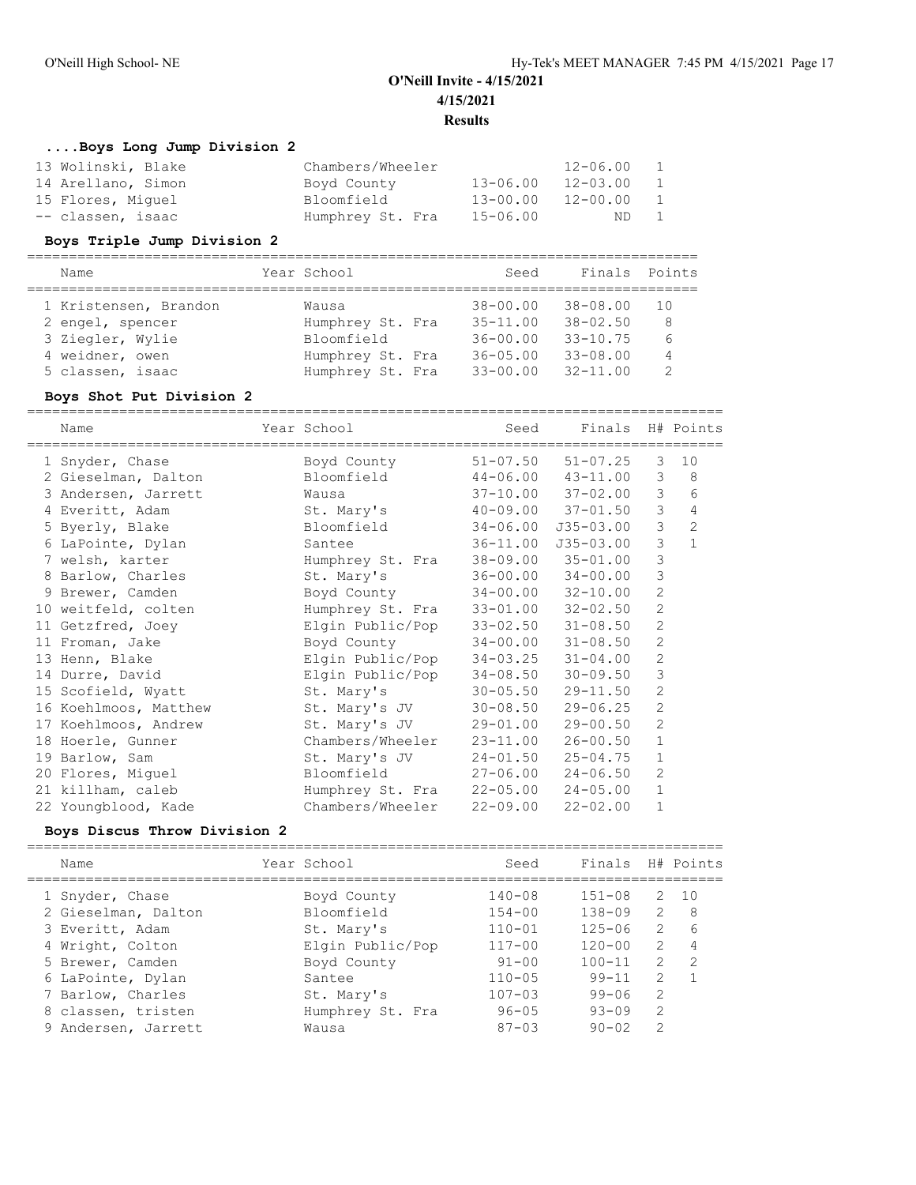## O'Neill Invite - 4/15/2021

**4/15/2021**

**Results**

### ....Boys Long Jump Division 2

| Place | Name | Year | School | Seed | Finals | H# | Points |
|---|---|---|---|---|---|---|---|
| 13 | Wolinski, Blake | | Chambers/Wheeler | | 12-06.00 | 1 | |
| 14 | Arellano, Simon | | Boyd County | 13-06.00 | 12-03.00 | 1 | |
| 15 | Flores, Miguel | | Bloomfield | 13-00.00 | 12-00.00 | 1 | |
| -- | classen, isaac | | Humphrey St. Fra | 15-06.00 | ND | 1 | |

### Boys Triple Jump Division 2

| Place | Name | Year | School | Seed | Finals | Points |
|---|---|---|---|---|---|---|
| 1 | Kristensen, Brandon | | Wausa | 38-00.00 | 38-08.00 | 10 |
| 2 | engel, spencer | | Humphrey St. Fra | 35-11.00 | 38-02.50 | 8 |
| 3 | Ziegler, Wylie | | Bloomfield | 36-00.00 | 33-10.75 | 6 |
| 4 | weidner, owen | | Humphrey St. Fra | 36-05.00 | 33-08.00 | 4 |
| 5 | classen, isaac | | Humphrey St. Fra | 33-00.00 | 32-11.00 | 2 |

### Boys Shot Put Division 2

| Place | Name | Year | School | Seed | Finals | H# | Points |
|---|---|---|---|---|---|---|---|
| 1 | Snyder, Chase | | Boyd County | 51-07.50 | 51-07.25 | 3 | 10 |
| 2 | Gieselman, Dalton | | Bloomfield | 44-06.00 | 43-11.00 | 3 | 8 |
| 3 | Andersen, Jarrett | | Wausa | 37-10.00 | 37-02.00 | 3 | 6 |
| 4 | Everitt, Adam | | St. Mary's | 40-09.00 | 37-01.50 | 3 | 4 |
| 5 | Byerly, Blake | | Bloomfield | 34-06.00 | J35-03.00 | 3 | 2 |
| 6 | LaPointe, Dylan | | Santee | 36-11.00 | J35-03.00 | 3 | 1 |
| 7 | welsh, karter | | Humphrey St. Fra | 38-09.00 | 35-01.00 | 3 | |
| 8 | Barlow, Charles | | St. Mary's | 36-00.00 | 34-00.00 | 3 | |
| 9 | Brewer, Camden | | Boyd County | 34-00.00 | 32-10.00 | 2 | |
| 10 | weitfeld, colten | | Humphrey St. Fra | 33-01.00 | 32-02.50 | 2 | |
| 11 | Getzfred, Joey | | Elgin Public/Pop | 33-02.50 | 31-08.50 | 2 | |
| 11 | Froman, Jake | | Boyd County | 34-00.00 | 31-08.50 | 2 | |
| 13 | Henn, Blake | | Elgin Public/Pop | 34-03.25 | 31-04.00 | 2 | |
| 14 | Durre, David | | Elgin Public/Pop | 34-08.50 | 30-09.50 | 3 | |
| 15 | Scofield, Wyatt | | St. Mary's | 30-05.50 | 29-11.50 | 2 | |
| 16 | Koehlmoos, Matthew | | St. Mary's JV | 30-08.50 | 29-06.25 | 2 | |
| 17 | Koehlmoos, Andrew | | St. Mary's JV | 29-01.00 | 29-00.50 | 2 | |
| 18 | Hoerle, Gunner | | Chambers/Wheeler | 23-11.00 | 26-00.50 | 1 | |
| 19 | Barlow, Sam | | St. Mary's JV | 24-01.50 | 25-04.75 | 1 | |
| 20 | Flores, Miguel | | Bloomfield | 27-06.00 | 24-06.50 | 2 | |
| 21 | killham, caleb | | Humphrey St. Fra | 22-05.00 | 24-05.00 | 1 | |
| 22 | Youngblood, Kade | | Chambers/Wheeler | 22-09.00 | 22-02.00 | 1 | |

### Boys Discus Throw Division 2

| Place | Name | Year | School | Seed | Finals | H# | Points |
|---|---|---|---|---|---|---|---|
| 1 | Snyder, Chase | | Boyd County | 140-08 | 151-08 | 2 | 10 |
| 2 | Gieselman, Dalton | | Bloomfield | 154-00 | 138-09 | 2 | 8 |
| 3 | Everitt, Adam | | St. Mary's | 110-01 | 125-06 | 2 | 6 |
| 4 | Wright, Colton | | Elgin Public/Pop | 117-00 | 120-00 | 2 | 4 |
| 5 | Brewer, Camden | | Boyd County | 91-00 | 100-11 | 2 | 2 |
| 6 | LaPointe, Dylan | | Santee | 110-05 | 99-11 | 2 | 1 |
| 7 | Barlow, Charles | | St. Mary's | 107-03 | 99-06 | 2 | |
| 8 | classen, tristen | | Humphrey St. Fra | 96-05 | 93-09 | 2 | |
| 9 | Andersen, Jarrett | | Wausa | 87-03 | 90-02 | 2 | |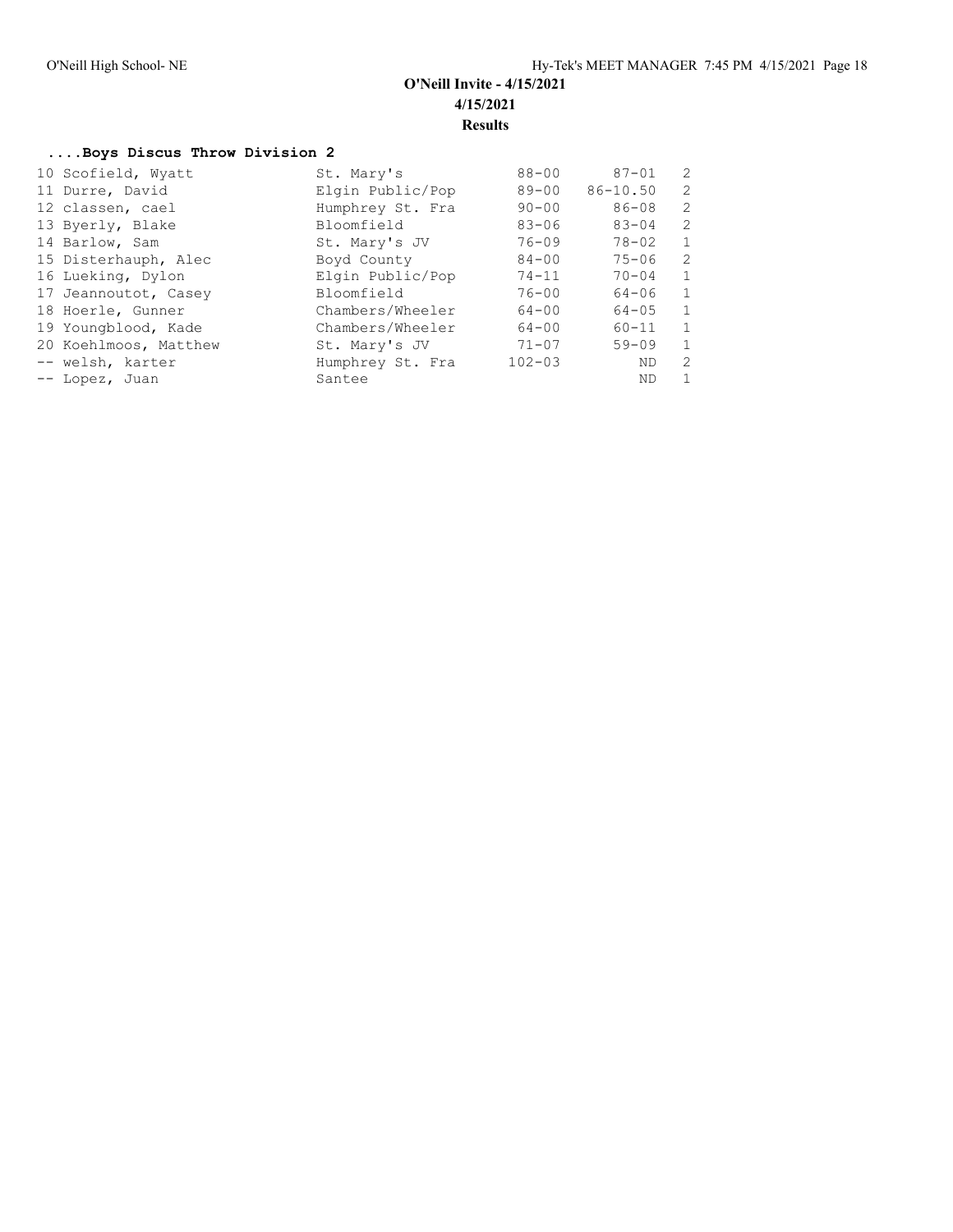## O'Neill Invite - 4/15/2021

### 4/15/2021

### Results

#### ....Boys Discus Throw Division 2

| | | | | | |
|---|---|---|---|---|---|
| 10 | Scofield, Wyatt | St. Mary's | 88-00 | 87-01 | 2 |
| 11 | Durre, David | Elgin Public/Pop | 89-00 | 86-10.50 | 2 |
| 12 | classen, cael | Humphrey St. Fra | 90-00 | 86-08 | 2 |
| 13 | Byerly, Blake | Bloomfield | 83-06 | 83-04 | 2 |
| 14 | Barlow, Sam | St. Mary's JV | 76-09 | 78-02 | 1 |
| 15 | Disterhauph, Alec | Boyd County | 84-00 | 75-06 | 2 |
| 16 | Lueking, Dylon | Elgin Public/Pop | 74-11 | 70-04 | 1 |
| 17 | Jeannoutot, Casey | Bloomfield | 76-00 | 64-06 | 1 |
| 18 | Hoerle, Gunner | Chambers/Wheeler | 64-00 | 64-05 | 1 |
| 19 | Youngblood, Kade | Chambers/Wheeler | 64-00 | 60-11 | 1 |
| 20 | Koehlmoos, Matthew | St. Mary's JV | 71-07 | 59-09 | 1 |
| -- | welsh, karter | Humphrey St. Fra | 102-03 | ND | 2 |
| -- | Lopez, Juan | Santee | | ND | 1 |